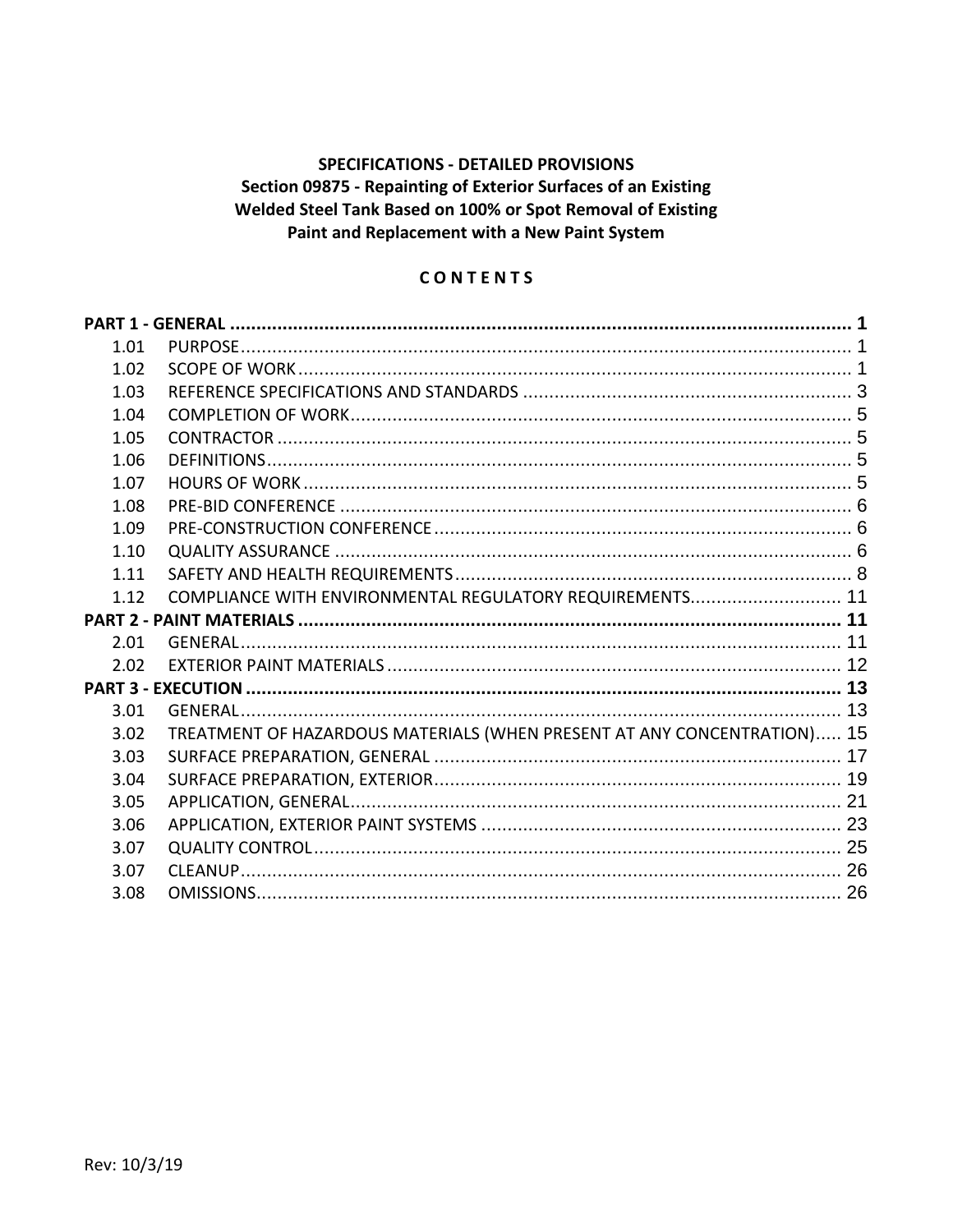**SPECIFICATIONS - DETAILED PROVISIONS**
**Section 09875 - Repainting of Exterior Surfaces of an Existing Welded Steel Tank Based on 100% or Spot Removal of Existing Paint and Replacement with a New Paint System**

**C O N T E N T S**

| | | |
|---|---|---|
| **PART 1 - GENERAL** | | **1** |
| 1.01 | PURPOSE | 1 |
| 1.02 | SCOPE OF WORK | 1 |
| 1.03 | REFERENCE SPECIFICATIONS AND STANDARDS | 3 |
| 1.04 | COMPLETION OF WORK | 5 |
| 1.05 | CONTRACTOR | 5 |
| 1.06 | DEFINITIONS | 5 |
| 1.07 | HOURS OF WORK | 5 |
| 1.08 | PRE-BID CONFERENCE | 6 |
| 1.09 | PRE-CONSTRUCTION CONFERENCE | 6 |
| 1.10 | QUALITY ASSURANCE | 6 |
| 1.11 | SAFETY AND HEALTH REQUIREMENTS | 8 |
| 1.12 | COMPLIANCE WITH ENVIRONMENTAL REGULATORY REQUIREMENTS | 11 |
| **PART 2 - PAINT MATERIALS** | | **11** |
| 2.01 | GENERAL | 11 |
| 2.02 | EXTERIOR PAINT MATERIALS | 12 |
| **PART 3 - EXECUTION** | | **13** |
| 3.01 | GENERAL | 13 |
| 3.02 | TREATMENT OF HAZARDOUS MATERIALS (WHEN PRESENT AT ANY CONCENTRATION) | 15 |
| 3.03 | SURFACE PREPARATION, GENERAL | 17 |
| 3.04 | SURFACE PREPARATION, EXTERIOR | 19 |
| 3.05 | APPLICATION, GENERAL | 21 |
| 3.06 | APPLICATION, EXTERIOR PAINT SYSTEMS | 23 |
| 3.07 | QUALITY CONTROL | 25 |
| 3.07 | CLEANUP | 26 |
| 3.08 | OMISSIONS | 26 |

Rev: 10/3/19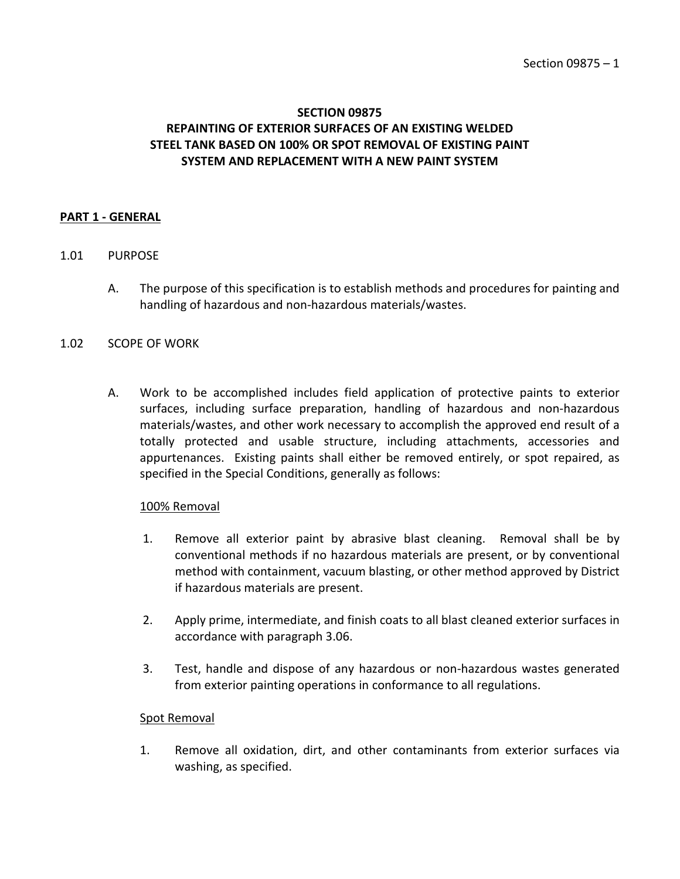# SECTION 09875
# REPAINTING OF EXTERIOR SURFACES OF AN EXISTING WELDED STEEL TANK BASED ON 100% OR SPOT REMOVAL OF EXISTING PAINT SYSTEM AND REPLACEMENT WITH A NEW PAINT SYSTEM

## PART 1 - GENERAL

### 1.01 PURPOSE

A. The purpose of this specification is to establish methods and procedures for painting and handling of hazardous and non-hazardous materials/wastes.

### 1.02 SCOPE OF WORK

A. Work to be accomplished includes field application of protective paints to exterior surfaces, including surface preparation, handling of hazardous and non-hazardous materials/wastes, and other work necessary to accomplish the approved end result of a totally protected and usable structure, including attachments, accessories and appurtenances. Existing paints shall either be removed entirely, or spot repaired, as specified in the Special Conditions, generally as follows:

<u>100% Removal</u>

1. Remove all exterior paint by abrasive blast cleaning. Removal shall be by conventional methods if no hazardous materials are present, or by conventional method with containment, vacuum blasting, or other method approved by District if hazardous materials are present.

2. Apply prime, intermediate, and finish coats to all blast cleaned exterior surfaces in accordance with paragraph 3.06.

3. Test, handle and dispose of any hazardous or non-hazardous wastes generated from exterior painting operations in conformance to all regulations.

<u>Spot Removal</u>

1. Remove all oxidation, dirt, and other contaminants from exterior surfaces via washing, as specified.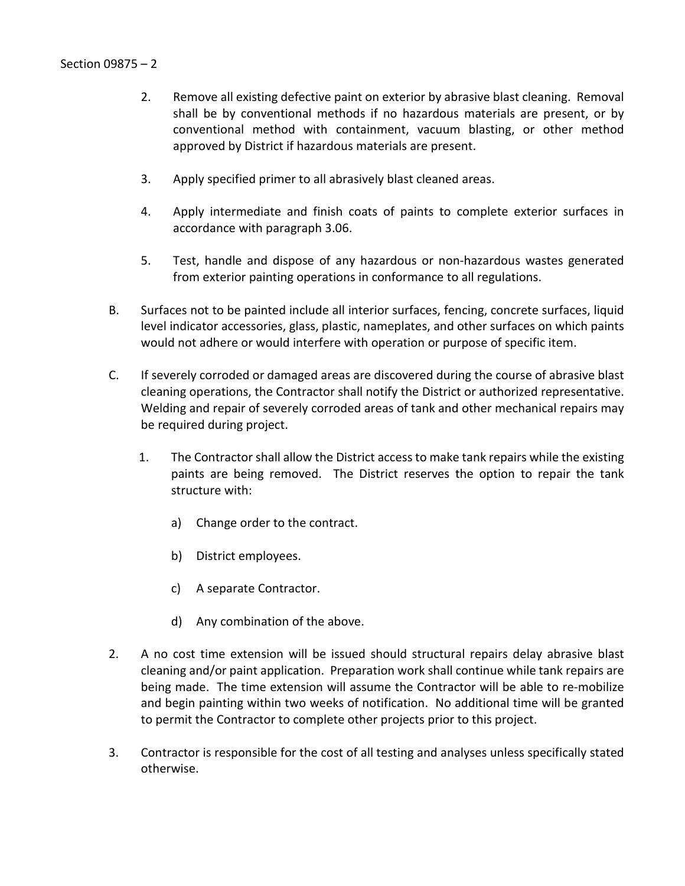2. Remove all existing defective paint on exterior by abrasive blast cleaning. Removal shall be by conventional methods if no hazardous materials are present, or by conventional method with containment, vacuum blasting, or other method approved by District if hazardous materials are present.

3. Apply specified primer to all abrasively blast cleaned areas.

4. Apply intermediate and finish coats of paints to complete exterior surfaces in accordance with paragraph 3.06.

5. Test, handle and dispose of any hazardous or non-hazardous wastes generated from exterior painting operations in conformance to all regulations.

B. Surfaces not to be painted include all interior surfaces, fencing, concrete surfaces, liquid level indicator accessories, glass, plastic, nameplates, and other surfaces on which paints would not adhere or would interfere with operation or purpose of specific item.

C. If severely corroded or damaged areas are discovered during the course of abrasive blast cleaning operations, the Contractor shall notify the District or authorized representative. Welding and repair of severely corroded areas of tank and other mechanical repairs may be required during project.

   1. The Contractor shall allow the District access to make tank repairs while the existing paints are being removed. The District reserves the option to repair the tank structure with:

      a) Change order to the contract.

      b) District employees.

      c) A separate Contractor.

      d) Any combination of the above.

2. A no cost time extension will be issued should structural repairs delay abrasive blast cleaning and/or paint application. Preparation work shall continue while tank repairs are being made. The time extension will assume the Contractor will be able to re-mobilize and begin painting within two weeks of notification. No additional time will be granted to permit the Contractor to complete other projects prior to this project.

3. Contractor is responsible for the cost of all testing and analyses unless specifically stated otherwise.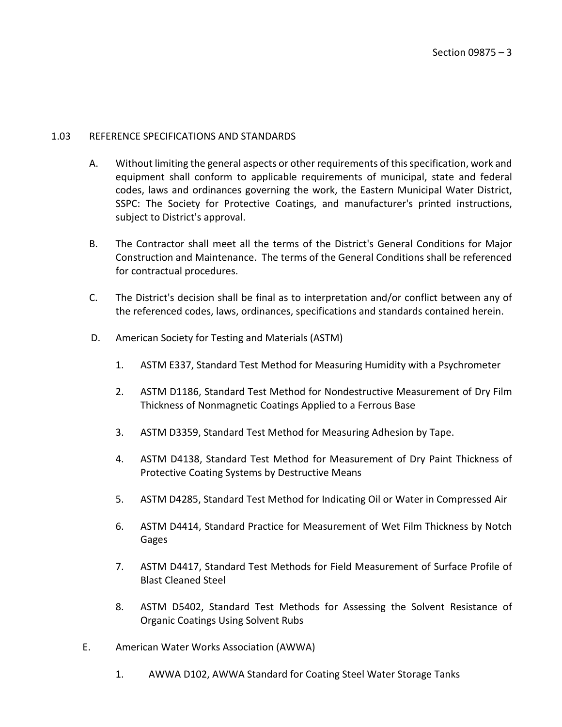## 1.03 REFERENCE SPECIFICATIONS AND STANDARDS

A. Without limiting the general aspects or other requirements of this specification, work and equipment shall conform to applicable requirements of municipal, state and federal codes, laws and ordinances governing the work, the Eastern Municipal Water District, SSPC: The Society for Protective Coatings, and manufacturer's printed instructions, subject to District's approval.

B. The Contractor shall meet all the terms of the District's General Conditions for Major Construction and Maintenance. The terms of the General Conditions shall be referenced for contractual procedures.

C. The District's decision shall be final as to interpretation and/or conflict between any of the referenced codes, laws, ordinances, specifications and standards contained herein.

D. American Society for Testing and Materials (ASTM)

1. ASTM E337, Standard Test Method for Measuring Humidity with a Psychrometer
2. ASTM D1186, Standard Test Method for Nondestructive Measurement of Dry Film Thickness of Nonmagnetic Coatings Applied to a Ferrous Base
3. ASTM D3359, Standard Test Method for Measuring Adhesion by Tape.
4. ASTM D4138, Standard Test Method for Measurement of Dry Paint Thickness of Protective Coating Systems by Destructive Means
5. ASTM D4285, Standard Test Method for Indicating Oil or Water in Compressed Air
6. ASTM D4414, Standard Practice for Measurement of Wet Film Thickness by Notch Gages
7. ASTM D4417, Standard Test Methods for Field Measurement of Surface Profile of Blast Cleaned Steel
8. ASTM D5402, Standard Test Methods for Assessing the Solvent Resistance of Organic Coatings Using Solvent Rubs

E. American Water Works Association (AWWA)

1. AWWA D102, AWWA Standard for Coating Steel Water Storage Tanks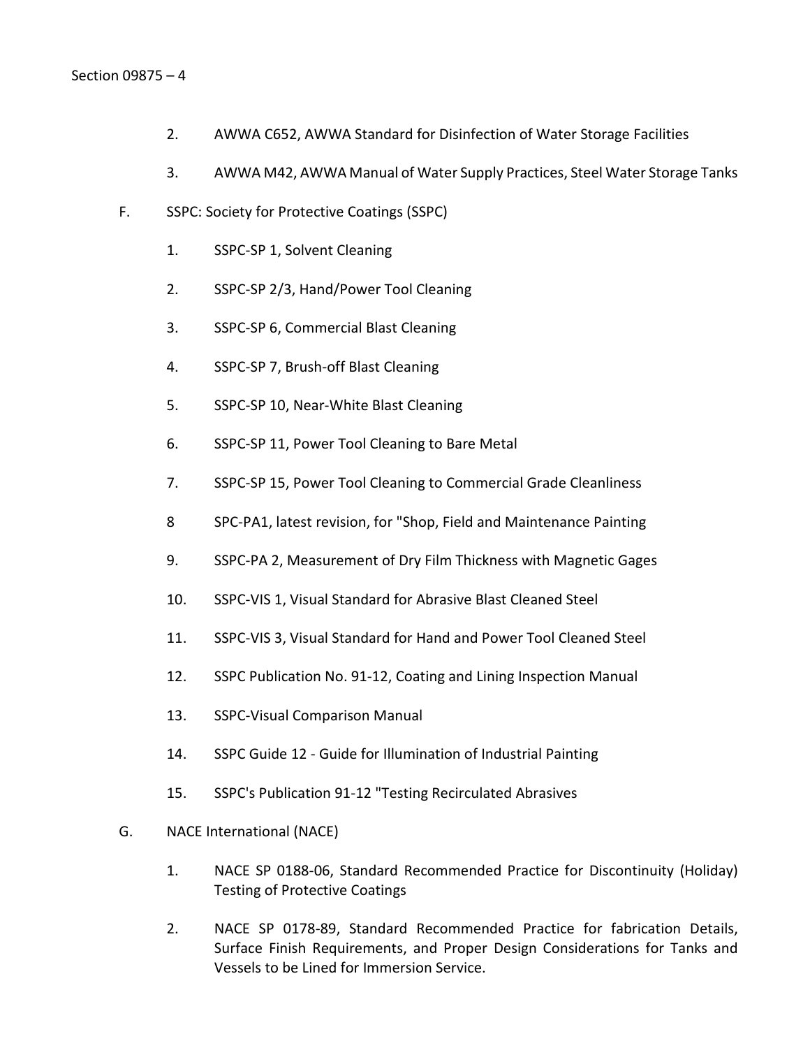2. AWWA C652, AWWA Standard for Disinfection of Water Storage Facilities

3. AWWA M42, AWWA Manual of Water Supply Practices, Steel Water Storage Tanks

F. SSPC: Society for Protective Coatings (SSPC)

1. SSPC-SP 1, Solvent Cleaning

2. SSPC-SP 2/3, Hand/Power Tool Cleaning

3. SSPC-SP 6, Commercial Blast Cleaning

4. SSPC-SP 7, Brush-off Blast Cleaning

5. SSPC-SP 10, Near-White Blast Cleaning

6. SSPC-SP 11, Power Tool Cleaning to Bare Metal

7. SSPC-SP 15, Power Tool Cleaning to Commercial Grade Cleanliness

8 SPC-PA1, latest revision, for "Shop, Field and Maintenance Painting

9. SSPC-PA 2, Measurement of Dry Film Thickness with Magnetic Gages

10. SSPC-VIS 1, Visual Standard for Abrasive Blast Cleaned Steel

11. SSPC-VIS 3, Visual Standard for Hand and Power Tool Cleaned Steel

12. SSPC Publication No. 91-12, Coating and Lining Inspection Manual

13. SSPC-Visual Comparison Manual

14. SSPC Guide 12 - Guide for Illumination of Industrial Painting

15. SSPC's Publication 91-12 "Testing Recirculated Abrasives

G. NACE International (NACE)

1. NACE SP 0188-06, Standard Recommended Practice for Discontinuity (Holiday) Testing of Protective Coatings

2. NACE SP 0178-89, Standard Recommended Practice for fabrication Details, Surface Finish Requirements, and Proper Design Considerations for Tanks and Vessels to be Lined for Immersion Service.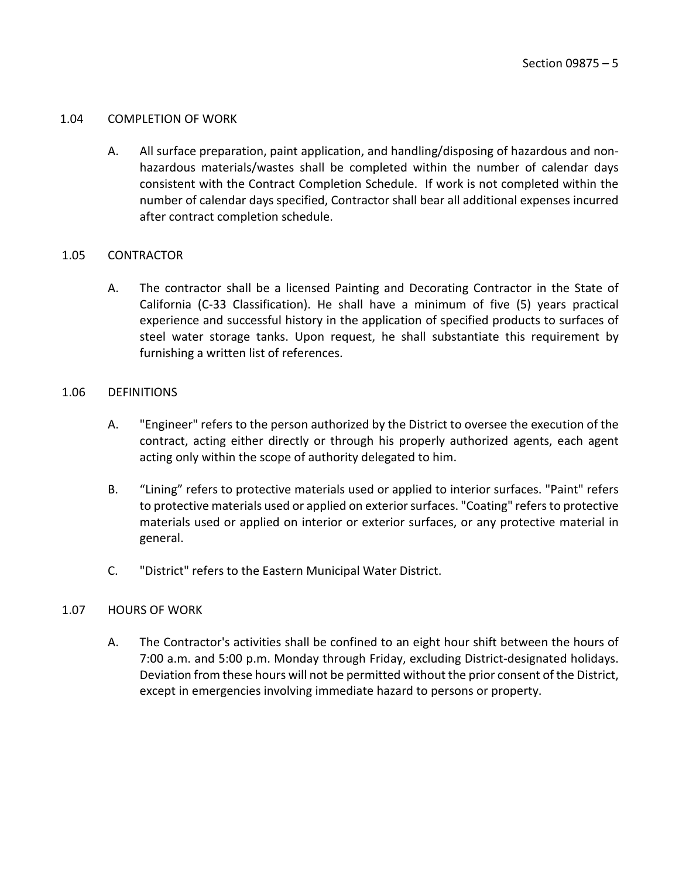## 1.04 COMPLETION OF WORK

A. All surface preparation, paint application, and handling/disposing of hazardous and non-hazardous materials/wastes shall be completed within the number of calendar days consistent with the Contract Completion Schedule. If work is not completed within the number of calendar days specified, Contractor shall bear all additional expenses incurred after contract completion schedule.

## 1.05 CONTRACTOR

A. The contractor shall be a licensed Painting and Decorating Contractor in the State of California (C-33 Classification). He shall have a minimum of five (5) years practical experience and successful history in the application of specified products to surfaces of steel water storage tanks. Upon request, he shall substantiate this requirement by furnishing a written list of references.

## 1.06 DEFINITIONS

A. "Engineer" refers to the person authorized by the District to oversee the execution of the contract, acting either directly or through his properly authorized agents, each agent acting only within the scope of authority delegated to him.

B. “Lining” refers to protective materials used or applied to interior surfaces. "Paint" refers to protective materials used or applied on exterior surfaces. "Coating" refers to protective materials used or applied on interior or exterior surfaces, or any protective material in general.

C. "District" refers to the Eastern Municipal Water District.

## 1.07 HOURS OF WORK

A. The Contractor's activities shall be confined to an eight hour shift between the hours of 7:00 a.m. and 5:00 p.m. Monday through Friday, excluding District-designated holidays. Deviation from these hours will not be permitted without the prior consent of the District, except in emergencies involving immediate hazard to persons or property.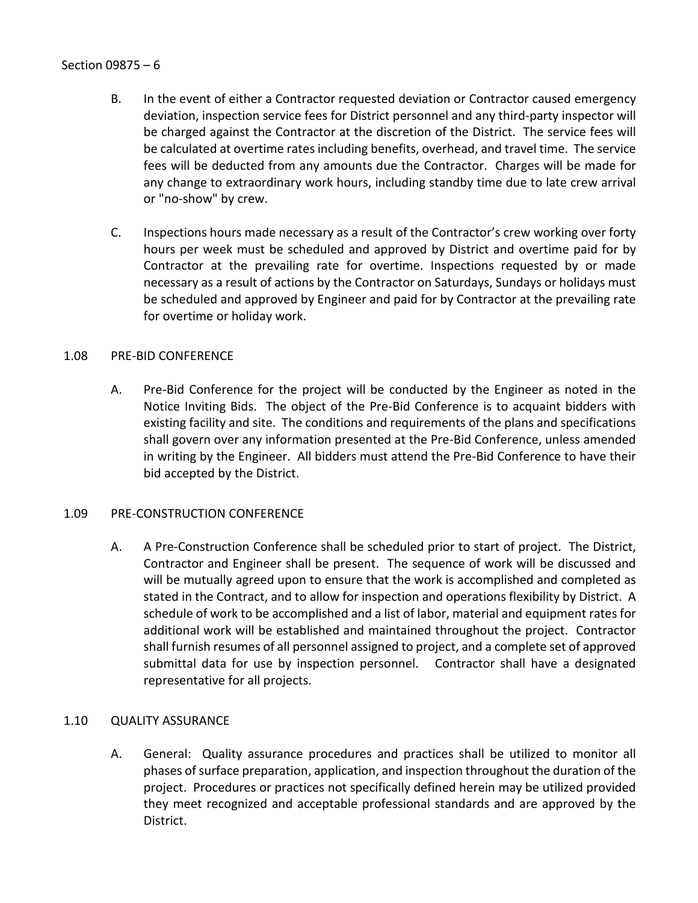B. In the event of either a Contractor requested deviation or Contractor caused emergency deviation, inspection service fees for District personnel and any third-party inspector will be charged against the Contractor at the discretion of the District. The service fees will be calculated at overtime rates including benefits, overhead, and travel time. The service fees will be deducted from any amounts due the Contractor. Charges will be made for any change to extraordinary work hours, including standby time due to late crew arrival or "no-show" by crew.

C. Inspections hours made necessary as a result of the Contractor's crew working over forty hours per week must be scheduled and approved by District and overtime paid for by Contractor at the prevailing rate for overtime. Inspections requested by or made necessary as a result of actions by the Contractor on Saturdays, Sundays or holidays must be scheduled and approved by Engineer and paid for by Contractor at the prevailing rate for overtime or holiday work.

## 1.08 PRE-BID CONFERENCE

A. Pre-Bid Conference for the project will be conducted by the Engineer as noted in the Notice Inviting Bids. The object of the Pre-Bid Conference is to acquaint bidders with existing facility and site. The conditions and requirements of the plans and specifications shall govern over any information presented at the Pre-Bid Conference, unless amended in writing by the Engineer. All bidders must attend the Pre-Bid Conference to have their bid accepted by the District.

## 1.09 PRE-CONSTRUCTION CONFERENCE

A. A Pre-Construction Conference shall be scheduled prior to start of project. The District, Contractor and Engineer shall be present. The sequence of work will be discussed and will be mutually agreed upon to ensure that the work is accomplished and completed as stated in the Contract, and to allow for inspection and operations flexibility by District. A schedule of work to be accomplished and a list of labor, material and equipment rates for additional work will be established and maintained throughout the project. Contractor shall furnish resumes of all personnel assigned to project, and a complete set of approved submittal data for use by inspection personnel. Contractor shall have a designated representative for all projects.

## 1.10 QUALITY ASSURANCE

A. General: Quality assurance procedures and practices shall be utilized to monitor all phases of surface preparation, application, and inspection throughout the duration of the project. Procedures or practices not specifically defined herein may be utilized provided they meet recognized and acceptable professional standards and are approved by the District.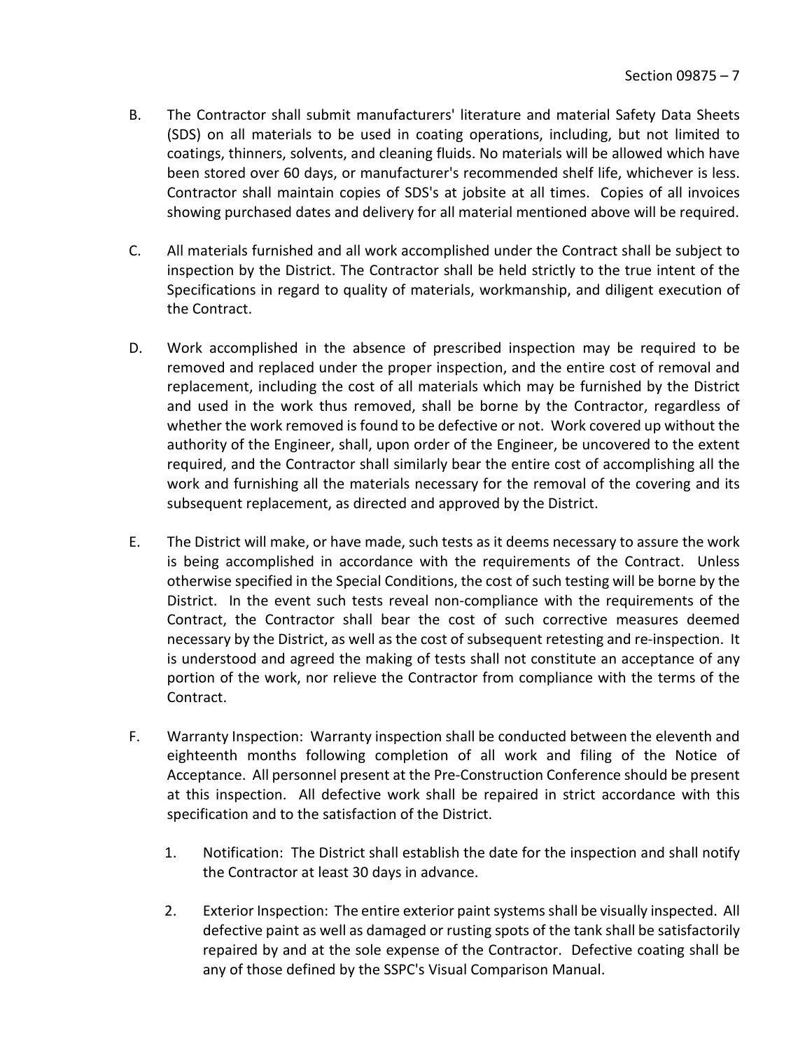B. The Contractor shall submit manufacturers' literature and material Safety Data Sheets (SDS) on all materials to be used in coating operations, including, but not limited to coatings, thinners, solvents, and cleaning fluids. No materials will be allowed which have been stored over 60 days, or manufacturer's recommended shelf life, whichever is less. Contractor shall maintain copies of SDS's at jobsite at all times. Copies of all invoices showing purchased dates and delivery for all material mentioned above will be required.

C. All materials furnished and all work accomplished under the Contract shall be subject to inspection by the District. The Contractor shall be held strictly to the true intent of the Specifications in regard to quality of materials, workmanship, and diligent execution of the Contract.

D. Work accomplished in the absence of prescribed inspection may be required to be removed and replaced under the proper inspection, and the entire cost of removal and replacement, including the cost of all materials which may be furnished by the District and used in the work thus removed, shall be borne by the Contractor, regardless of whether the work removed is found to be defective or not. Work covered up without the authority of the Engineer, shall, upon order of the Engineer, be uncovered to the extent required, and the Contractor shall similarly bear the entire cost of accomplishing all the work and furnishing all the materials necessary for the removal of the covering and its subsequent replacement, as directed and approved by the District.

E. The District will make, or have made, such tests as it deems necessary to assure the work is being accomplished in accordance with the requirements of the Contract. Unless otherwise specified in the Special Conditions, the cost of such testing will be borne by the District. In the event such tests reveal non-compliance with the requirements of the Contract, the Contractor shall bear the cost of such corrective measures deemed necessary by the District, as well as the cost of subsequent retesting and re-inspection. It is understood and agreed the making of tests shall not constitute an acceptance of any portion of the work, nor relieve the Contractor from compliance with the terms of the Contract.

F. Warranty Inspection: Warranty inspection shall be conducted between the eleventh and eighteenth months following completion of all work and filing of the Notice of Acceptance. All personnel present at the Pre-Construction Conference should be present at this inspection. All defective work shall be repaired in strict accordance with this specification and to the satisfaction of the District.

   1. Notification: The District shall establish the date for the inspection and shall notify the Contractor at least 30 days in advance.

   2. Exterior Inspection: The entire exterior paint systems shall be visually inspected. All defective paint as well as damaged or rusting spots of the tank shall be satisfactorily repaired by and at the sole expense of the Contractor. Defective coating shall be any of those defined by the SSPC's Visual Comparison Manual.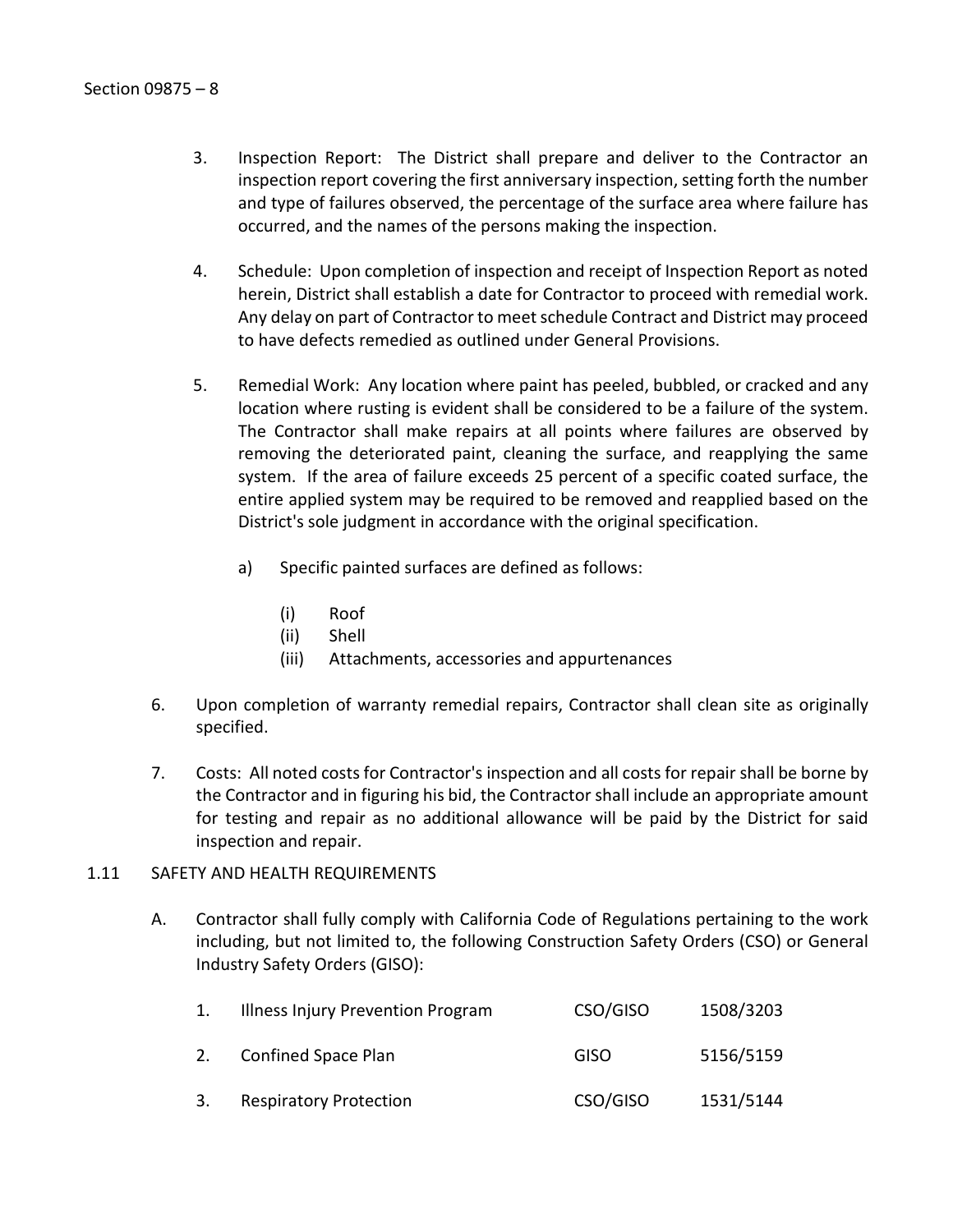3. Inspection Report: The District shall prepare and deliver to the Contractor an inspection report covering the first anniversary inspection, setting forth the number and type of failures observed, the percentage of the surface area where failure has occurred, and the names of the persons making the inspection.

4. Schedule: Upon completion of inspection and receipt of Inspection Report as noted herein, District shall establish a date for Contractor to proceed with remedial work. Any delay on part of Contractor to meet schedule Contract and District may proceed to have defects remedied as outlined under General Provisions.

5. Remedial Work: Any location where paint has peeled, bubbled, or cracked and any location where rusting is evident shall be considered to be a failure of the system. The Contractor shall make repairs at all points where failures are observed by removing the deteriorated paint, cleaning the surface, and reapplying the same system. If the area of failure exceeds 25 percent of a specific coated surface, the entire applied system may be required to be removed and reapplied based on the District's sole judgment in accordance with the original specification.

   a) Specific painted surfaces are defined as follows:

      (i) Roof
      (ii) Shell
      (iii) Attachments, accessories and appurtenances

6. Upon completion of warranty remedial repairs, Contractor shall clean site as originally specified.

7. Costs: All noted costs for Contractor's inspection and all costs for repair shall be borne by the Contractor and in figuring his bid, the Contractor shall include an appropriate amount for testing and repair as no additional allowance will be paid by the District for said inspection and repair.

1.11 SAFETY AND HEALTH REQUIREMENTS

A. Contractor shall fully comply with California Code of Regulations pertaining to the work including, but not limited to, the following Construction Safety Orders (CSO) or General Industry Safety Orders (GISO):

| | | | |
|---|---|---|---|
| 1. | Illness Injury Prevention Program | CSO/GISO | 1508/3203 |
| 2. | Confined Space Plan | GISO | 5156/5159 |
| 3. | Respiratory Protection | CSO/GISO | 1531/5144 |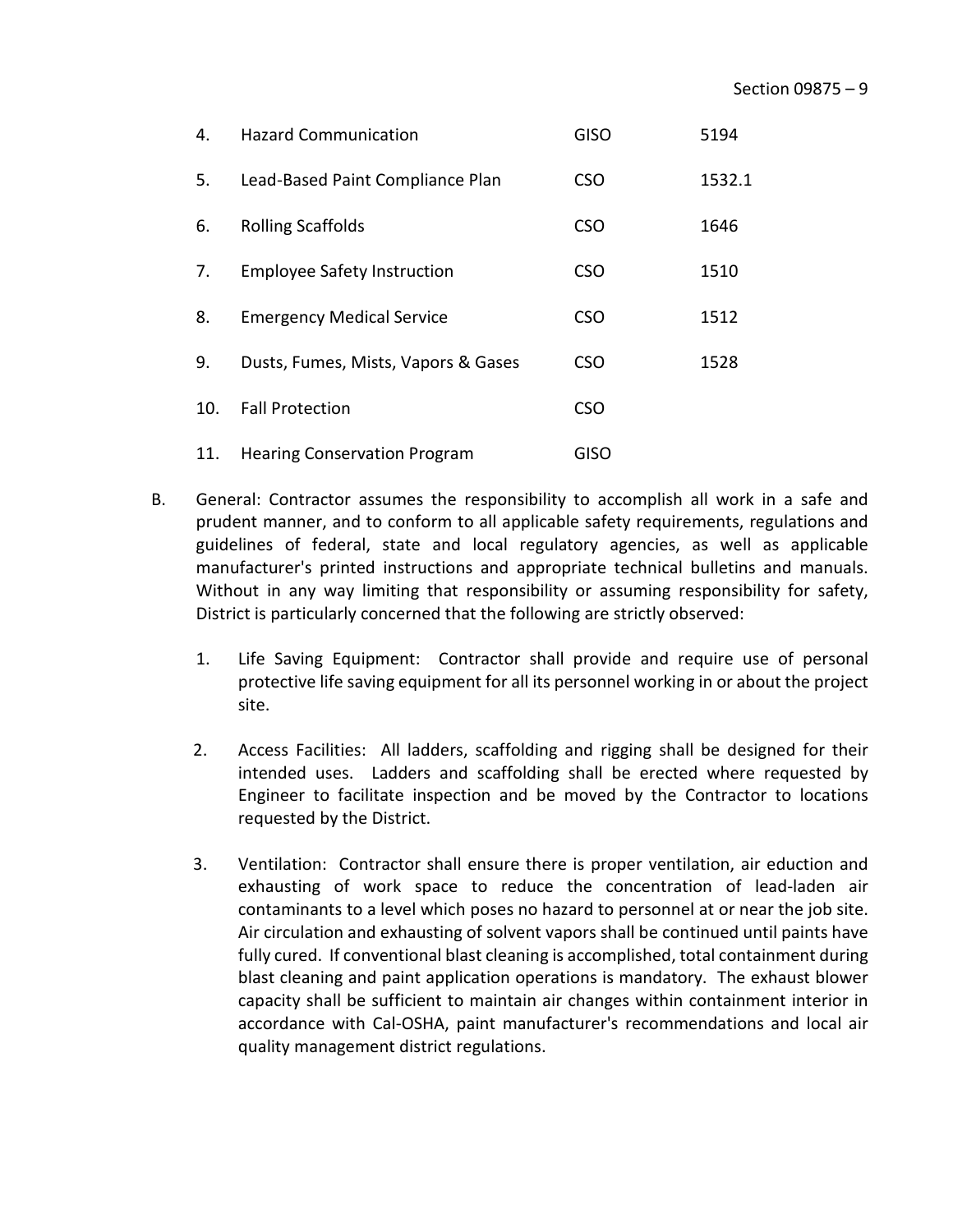| | | | |
|---|---|---|---|
| 4. | Hazard Communication | GISO | 5194 |
| 5. | Lead-Based Paint Compliance Plan | CSO | 1532.1 |
| 6. | Rolling Scaffolds | CSO | 1646 |
| 7. | Employee Safety Instruction | CSO | 1510 |
| 8. | Emergency Medical Service | CSO | 1512 |
| 9. | Dusts, Fumes, Mists, Vapors & Gases | CSO | 1528 |
| 10. | Fall Protection | CSO | |
| 11. | Hearing Conservation Program | GISO | |

B. General: Contractor assumes the responsibility to accomplish all work in a safe and prudent manner, and to conform to all applicable safety requirements, regulations and guidelines of federal, state and local regulatory agencies, as well as applicable manufacturer's printed instructions and appropriate technical bulletins and manuals. Without in any way limiting that responsibility or assuming responsibility for safety, District is particularly concerned that the following are strictly observed:

1. Life Saving Equipment: Contractor shall provide and require use of personal protective life saving equipment for all its personnel working in or about the project site.

2. Access Facilities: All ladders, scaffolding and rigging shall be designed for their intended uses. Ladders and scaffolding shall be erected where requested by Engineer to facilitate inspection and be moved by the Contractor to locations requested by the District.

3. Ventilation: Contractor shall ensure there is proper ventilation, air eduction and exhausting of work space to reduce the concentration of lead-laden air contaminants to a level which poses no hazard to personnel at or near the job site. Air circulation and exhausting of solvent vapors shall be continued until paints have fully cured. If conventional blast cleaning is accomplished, total containment during blast cleaning and paint application operations is mandatory. The exhaust blower capacity shall be sufficient to maintain air changes within containment interior in accordance with Cal-OSHA, paint manufacturer's recommendations and local air quality management district regulations.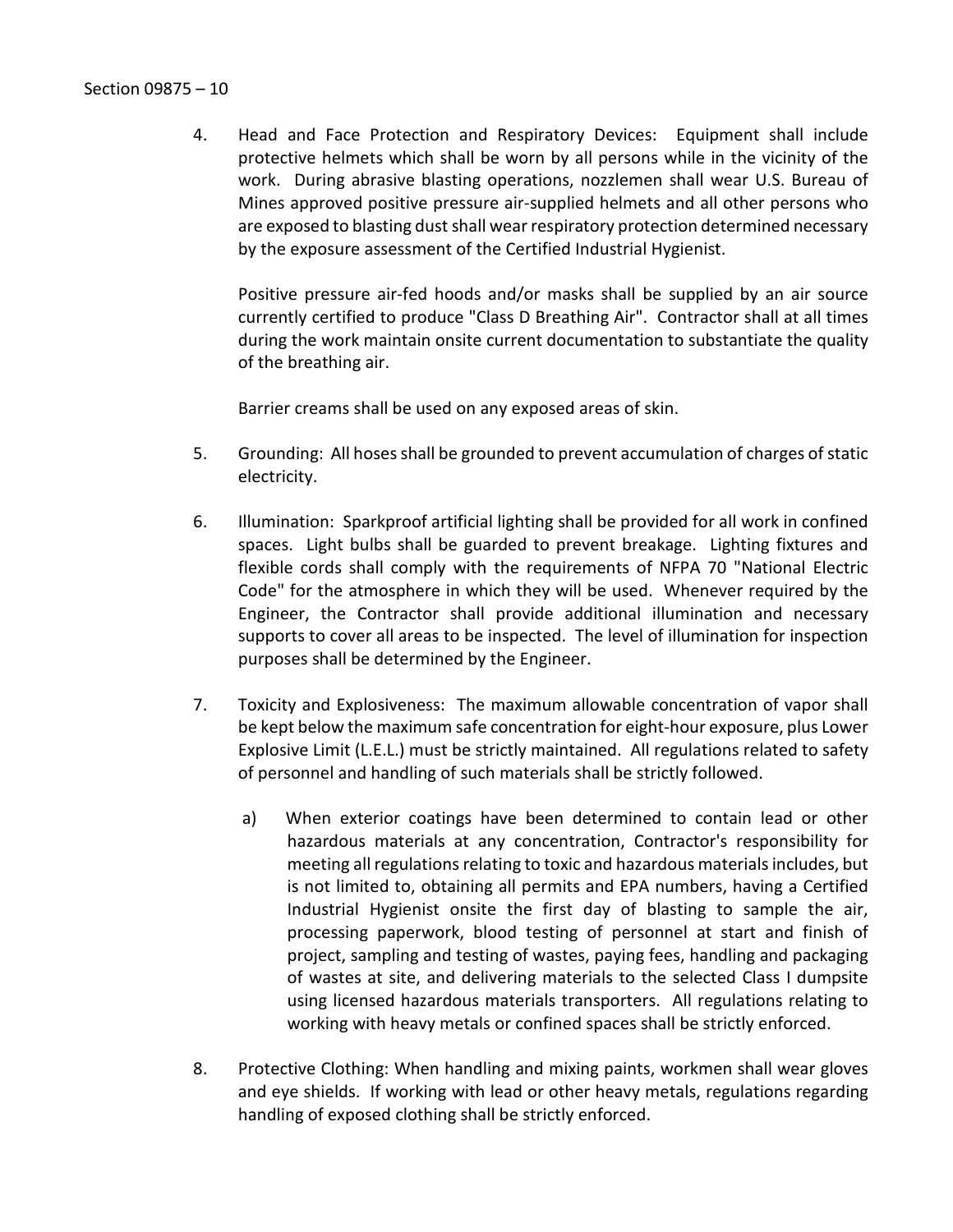4. Head and Face Protection and Respiratory Devices: Equipment shall include protective helmets which shall be worn by all persons while in the vicinity of the work. During abrasive blasting operations, nozzlemen shall wear U.S. Bureau of Mines approved positive pressure air-supplied helmets and all other persons who are exposed to blasting dust shall wear respiratory protection determined necessary by the exposure assessment of the Certified Industrial Hygienist.

   Positive pressure air-fed hoods and/or masks shall be supplied by an air source currently certified to produce "Class D Breathing Air". Contractor shall at all times during the work maintain onsite current documentation to substantiate the quality of the breathing air.

   Barrier creams shall be used on any exposed areas of skin.

5. Grounding: All hoses shall be grounded to prevent accumulation of charges of static electricity.

6. Illumination: Sparkproof artificial lighting shall be provided for all work in confined spaces. Light bulbs shall be guarded to prevent breakage. Lighting fixtures and flexible cords shall comply with the requirements of NFPA 70 "National Electric Code" for the atmosphere in which they will be used. Whenever required by the Engineer, the Contractor shall provide additional illumination and necessary supports to cover all areas to be inspected. The level of illumination for inspection purposes shall be determined by the Engineer.

7. Toxicity and Explosiveness: The maximum allowable concentration of vapor shall be kept below the maximum safe concentration for eight-hour exposure, plus Lower Explosive Limit (L.E.L.) must be strictly maintained. All regulations related to safety of personnel and handling of such materials shall be strictly followed.

   a) When exterior coatings have been determined to contain lead or other hazardous materials at any concentration, Contractor's responsibility for meeting all regulations relating to toxic and hazardous materials includes, but is not limited to, obtaining all permits and EPA numbers, having a Certified Industrial Hygienist onsite the first day of blasting to sample the air, processing paperwork, blood testing of personnel at start and finish of project, sampling and testing of wastes, paying fees, handling and packaging of wastes at site, and delivering materials to the selected Class I dumpsite using licensed hazardous materials transporters. All regulations relating to working with heavy metals or confined spaces shall be strictly enforced.

8. Protective Clothing: When handling and mixing paints, workmen shall wear gloves and eye shields. If working with lead or other heavy metals, regulations regarding handling of exposed clothing shall be strictly enforced.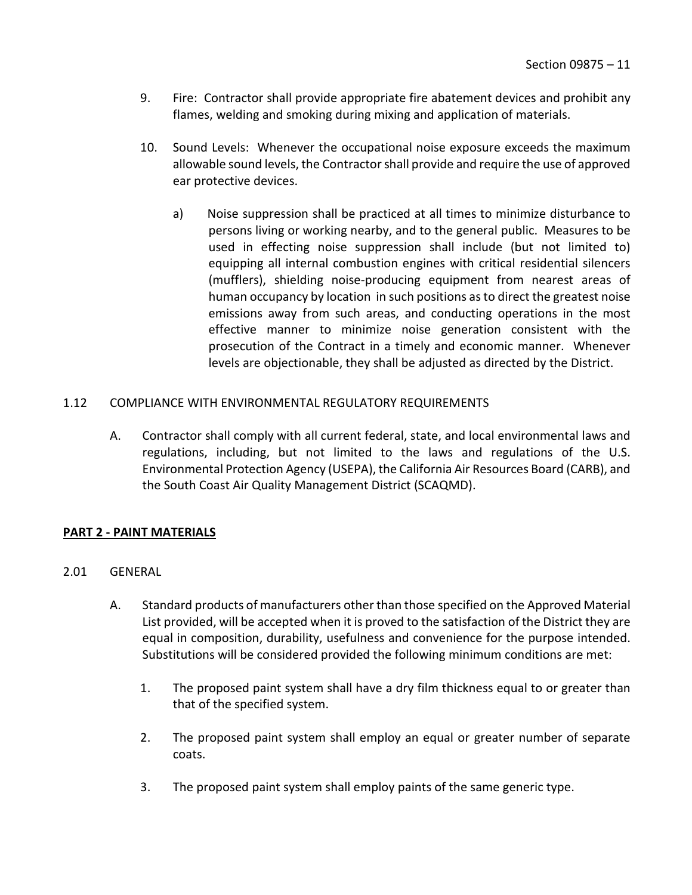9. Fire: Contractor shall provide appropriate fire abatement devices and prohibit any flames, welding and smoking during mixing and application of materials.

10. Sound Levels: Whenever the occupational noise exposure exceeds the maximum allowable sound levels, the Contractor shall provide and require the use of approved ear protective devices.

    a) Noise suppression shall be practiced at all times to minimize disturbance to persons living or working nearby, and to the general public. Measures to be used in effecting noise suppression shall include (but not limited to) equipping all internal combustion engines with critical residential silencers (mufflers), shielding noise-producing equipment from nearest areas of human occupancy by location in such positions as to direct the greatest noise emissions away from such areas, and conducting operations in the most effective manner to minimize noise generation consistent with the prosecution of the Contract in a timely and economic manner. Whenever levels are objectionable, they shall be adjusted as directed by the District.

### 1.12 COMPLIANCE WITH ENVIRONMENTAL REGULATORY REQUIREMENTS

A. Contractor shall comply with all current federal, state, and local environmental laws and regulations, including, but not limited to the laws and regulations of the U.S. Environmental Protection Agency (USEPA), the California Air Resources Board (CARB), and the South Coast Air Quality Management District (SCAQMD).

## PART 2 - PAINT MATERIALS

### 2.01 GENERAL

A. Standard products of manufacturers other than those specified on the Approved Material List provided, will be accepted when it is proved to the satisfaction of the District they are equal in composition, durability, usefulness and convenience for the purpose intended. Substitutions will be considered provided the following minimum conditions are met:

1. The proposed paint system shall have a dry film thickness equal to or greater than that of the specified system.

2. The proposed paint system shall employ an equal or greater number of separate coats.

3. The proposed paint system shall employ paints of the same generic type.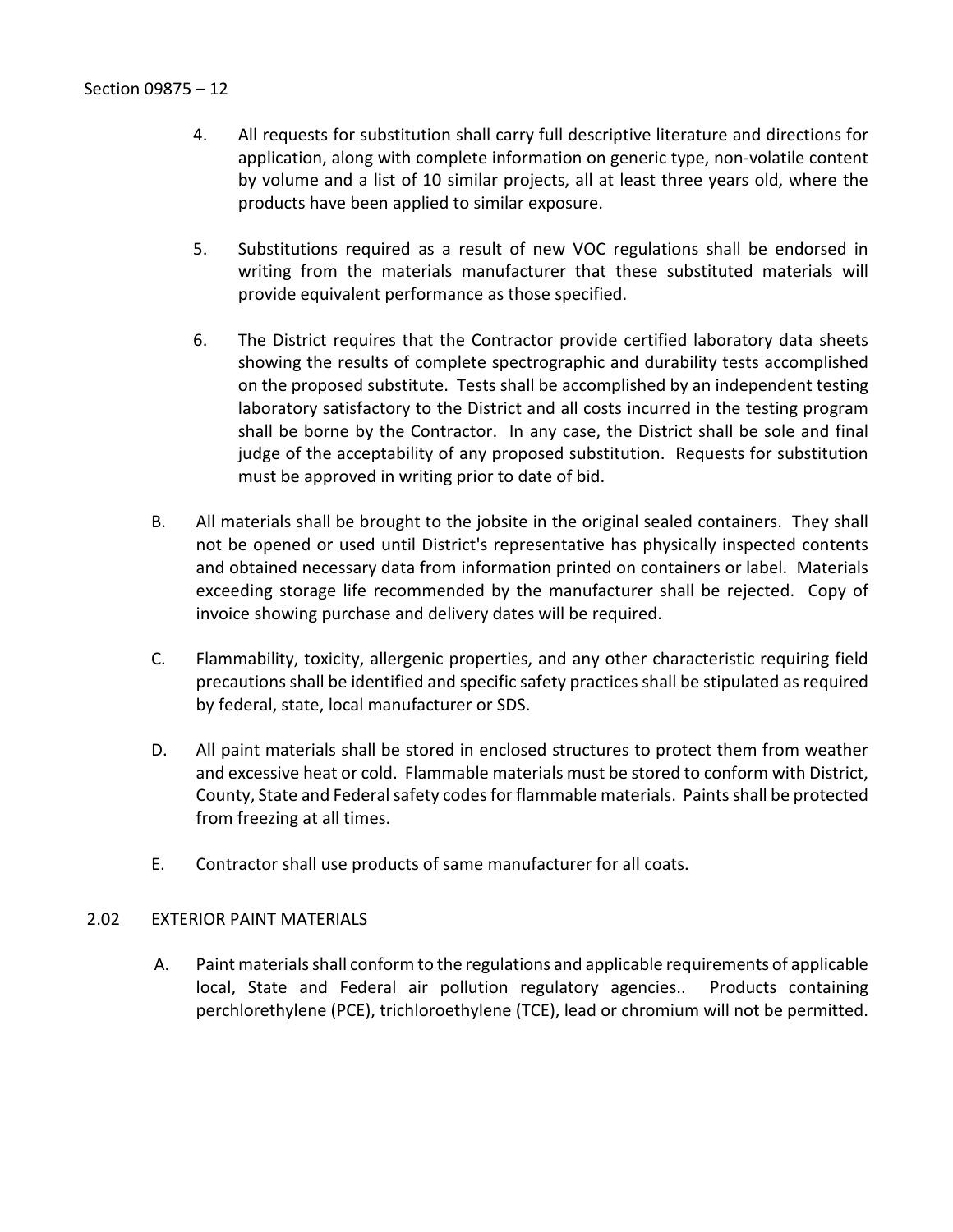4. All requests for substitution shall carry full descriptive literature and directions for application, along with complete information on generic type, non-volatile content by volume and a list of 10 similar projects, all at least three years old, where the products have been applied to similar exposure.

5. Substitutions required as a result of new VOC regulations shall be endorsed in writing from the materials manufacturer that these substituted materials will provide equivalent performance as those specified.

6. The District requires that the Contractor provide certified laboratory data sheets showing the results of complete spectrographic and durability tests accomplished on the proposed substitute. Tests shall be accomplished by an independent testing laboratory satisfactory to the District and all costs incurred in the testing program shall be borne by the Contractor. In any case, the District shall be sole and final judge of the acceptability of any proposed substitution. Requests for substitution must be approved in writing prior to date of bid.

B. All materials shall be brought to the jobsite in the original sealed containers. They shall not be opened or used until District's representative has physically inspected contents and obtained necessary data from information printed on containers or label. Materials exceeding storage life recommended by the manufacturer shall be rejected. Copy of invoice showing purchase and delivery dates will be required.

C. Flammability, toxicity, allergenic properties, and any other characteristic requiring field precautions shall be identified and specific safety practices shall be stipulated as required by federal, state, local manufacturer or SDS.

D. All paint materials shall be stored in enclosed structures to protect them from weather and excessive heat or cold. Flammable materials must be stored to conform with District, County, State and Federal safety codes for flammable materials. Paints shall be protected from freezing at all times.

E. Contractor shall use products of same manufacturer for all coats.

## 2.02 EXTERIOR PAINT MATERIALS

A. Paint materials shall conform to the regulations and applicable requirements of applicable local, State and Federal air pollution regulatory agencies.. Products containing perchlorethylene (PCE), trichloroethylene (TCE), lead or chromium will not be permitted.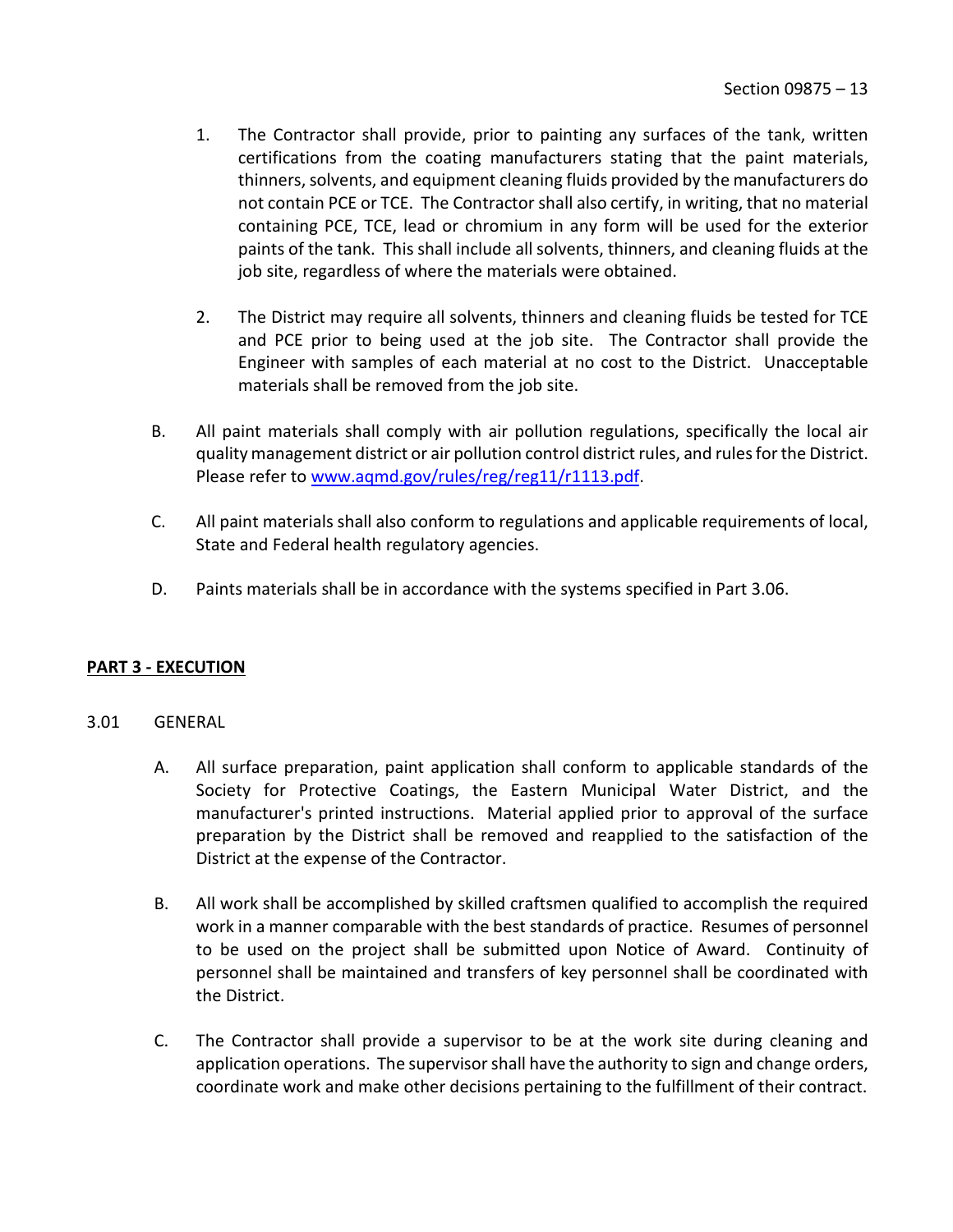1. The Contractor shall provide, prior to painting any surfaces of the tank, written certifications from the coating manufacturers stating that the paint materials, thinners, solvents, and equipment cleaning fluids provided by the manufacturers do not contain PCE or TCE. The Contractor shall also certify, in writing, that no material containing PCE, TCE, lead or chromium in any form will be used for the exterior paints of the tank. This shall include all solvents, thinners, and cleaning fluids at the job site, regardless of where the materials were obtained.

2. The District may require all solvents, thinners and cleaning fluids be tested for TCE and PCE prior to being used at the job site. The Contractor shall provide the Engineer with samples of each material at no cost to the District. Unacceptable materials shall be removed from the job site.

B. All paint materials shall comply with air pollution regulations, specifically the local air quality management district or air pollution control district rules, and rules for the District. Please refer to [www.aqmd.gov/rules/reg/reg11/r1113.pdf](http://www.aqmd.gov/rules/reg/reg11/r1113.pdf).

C. All paint materials shall also conform to regulations and applicable requirements of local, State and Federal health regulatory agencies.

D. Paints materials shall be in accordance with the systems specified in Part 3.06.

## PART 3 - EXECUTION

3.01 GENERAL

A. All surface preparation, paint application shall conform to applicable standards of the Society for Protective Coatings, the Eastern Municipal Water District, and the manufacturer's printed instructions. Material applied prior to approval of the surface preparation by the District shall be removed and reapplied to the satisfaction of the District at the expense of the Contractor.

B. All work shall be accomplished by skilled craftsmen qualified to accomplish the required work in a manner comparable with the best standards of practice. Resumes of personnel to be used on the project shall be submitted upon Notice of Award. Continuity of personnel shall be maintained and transfers of key personnel shall be coordinated with the District.

C. The Contractor shall provide a supervisor to be at the work site during cleaning and application operations. The supervisor shall have the authority to sign and change orders, coordinate work and make other decisions pertaining to the fulfillment of their contract.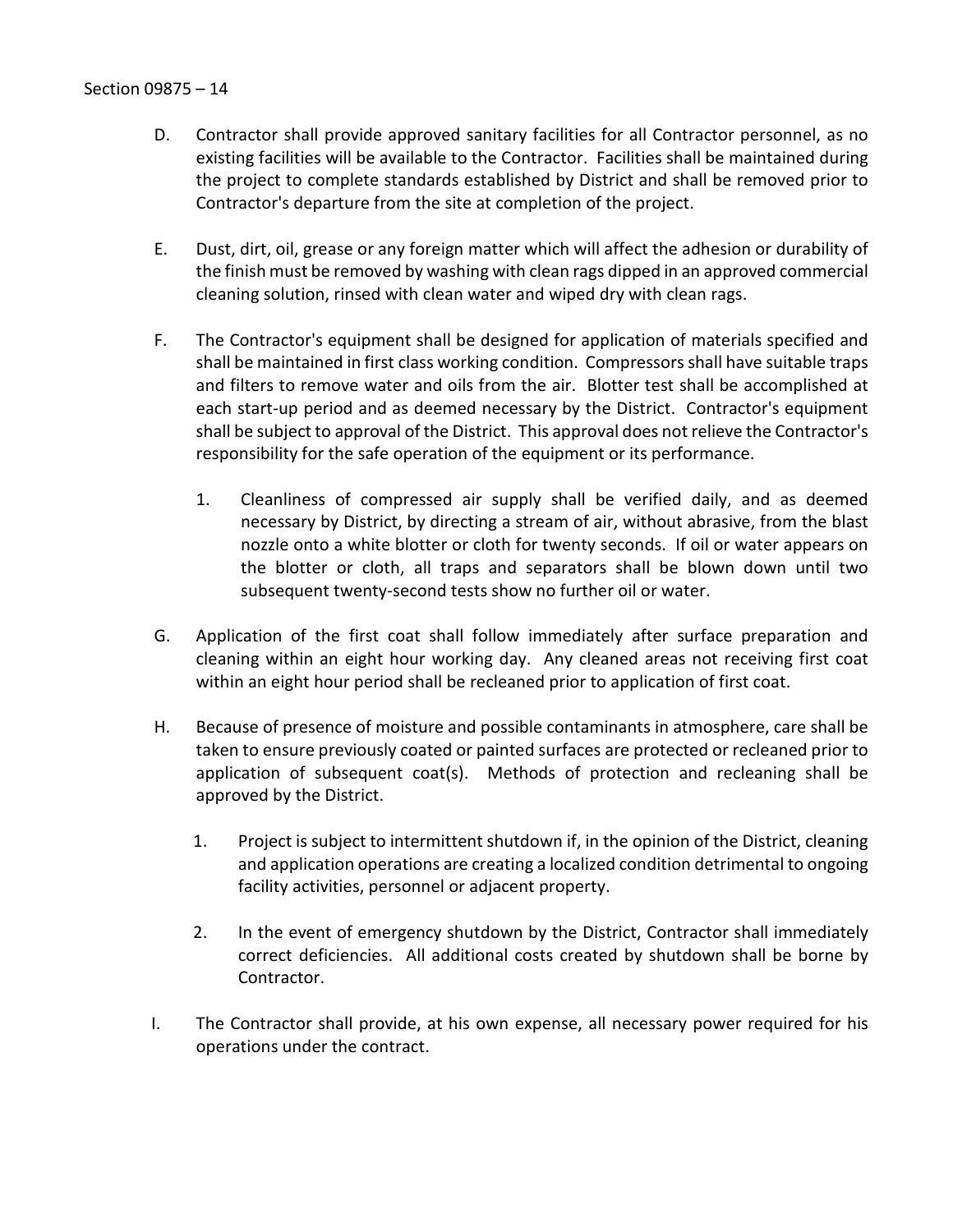D. Contractor shall provide approved sanitary facilities for all Contractor personnel, as no existing facilities will be available to the Contractor. Facilities shall be maintained during the project to complete standards established by District and shall be removed prior to Contractor's departure from the site at completion of the project.

E. Dust, dirt, oil, grease or any foreign matter which will affect the adhesion or durability of the finish must be removed by washing with clean rags dipped in an approved commercial cleaning solution, rinsed with clean water and wiped dry with clean rags.

F. The Contractor's equipment shall be designed for application of materials specified and shall be maintained in first class working condition. Compressors shall have suitable traps and filters to remove water and oils from the air. Blotter test shall be accomplished at each start-up period and as deemed necessary by the District. Contractor's equipment shall be subject to approval of the District. This approval does not relieve the Contractor's responsibility for the safe operation of the equipment or its performance.

   1. Cleanliness of compressed air supply shall be verified daily, and as deemed necessary by District, by directing a stream of air, without abrasive, from the blast nozzle onto a white blotter or cloth for twenty seconds. If oil or water appears on the blotter or cloth, all traps and separators shall be blown down until two subsequent twenty-second tests show no further oil or water.

G. Application of the first coat shall follow immediately after surface preparation and cleaning within an eight hour working day. Any cleaned areas not receiving first coat within an eight hour period shall be recleaned prior to application of first coat.

H. Because of presence of moisture and possible contaminants in atmosphere, care shall be taken to ensure previously coated or painted surfaces are protected or recleaned prior to application of subsequent coat(s). Methods of protection and recleaning shall be approved by the District.

   1. Project is subject to intermittent shutdown if, in the opinion of the District, cleaning and application operations are creating a localized condition detrimental to ongoing facility activities, personnel or adjacent property.

   2. In the event of emergency shutdown by the District, Contractor shall immediately correct deficiencies. All additional costs created by shutdown shall be borne by Contractor.

I. The Contractor shall provide, at his own expense, all necessary power required for his operations under the contract.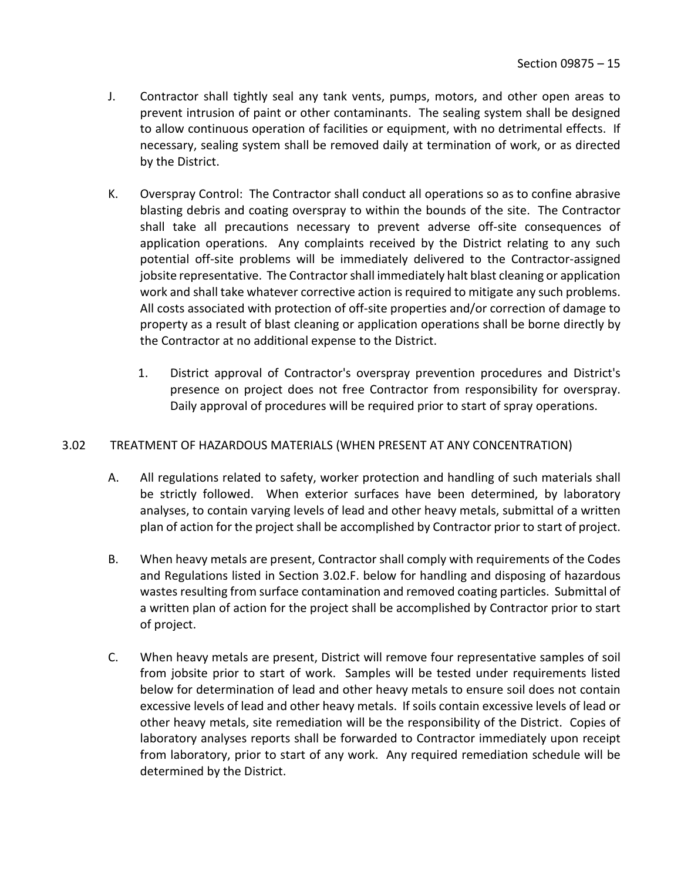J. Contractor shall tightly seal any tank vents, pumps, motors, and other open areas to prevent intrusion of paint or other contaminants. The sealing system shall be designed to allow continuous operation of facilities or equipment, with no detrimental effects. If necessary, sealing system shall be removed daily at termination of work, or as directed by the District.

K. Overspray Control: The Contractor shall conduct all operations so as to confine abrasive blasting debris and coating overspray to within the bounds of the site. The Contractor shall take all precautions necessary to prevent adverse off-site consequences of application operations. Any complaints received by the District relating to any such potential off-site problems will be immediately delivered to the Contractor-assigned jobsite representative. The Contractor shall immediately halt blast cleaning or application work and shall take whatever corrective action is required to mitigate any such problems. All costs associated with protection of off-site properties and/or correction of damage to property as a result of blast cleaning or application operations shall be borne directly by the Contractor at no additional expense to the District.

   1. District approval of Contractor's overspray prevention procedures and District's presence on project does not free Contractor from responsibility for overspray. Daily approval of procedures will be required prior to start of spray operations.

## 3.02 TREATMENT OF HAZARDOUS MATERIALS (WHEN PRESENT AT ANY CONCENTRATION)

A. All regulations related to safety, worker protection and handling of such materials shall be strictly followed. When exterior surfaces have been determined, by laboratory analyses, to contain varying levels of lead and other heavy metals, submittal of a written plan of action for the project shall be accomplished by Contractor prior to start of project.

B. When heavy metals are present, Contractor shall comply with requirements of the Codes and Regulations listed in Section 3.02.F. below for handling and disposing of hazardous wastes resulting from surface contamination and removed coating particles. Submittal of a written plan of action for the project shall be accomplished by Contractor prior to start of project.

C. When heavy metals are present, District will remove four representative samples of soil from jobsite prior to start of work. Samples will be tested under requirements listed below for determination of lead and other heavy metals to ensure soil does not contain excessive levels of lead and other heavy metals. If soils contain excessive levels of lead or other heavy metals, site remediation will be the responsibility of the District. Copies of laboratory analyses reports shall be forwarded to Contractor immediately upon receipt from laboratory, prior to start of any work. Any required remediation schedule will be determined by the District.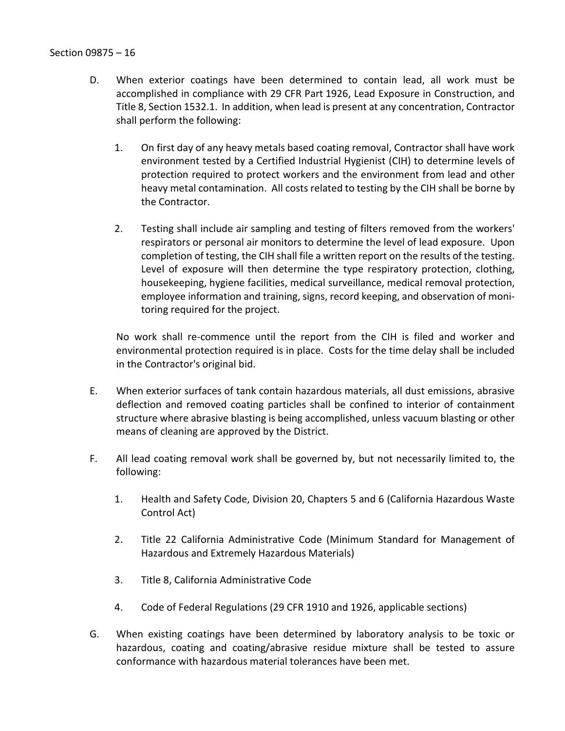D. When exterior coatings have been determined to contain lead, all work must be accomplished in compliance with 29 CFR Part 1926, Lead Exposure in Construction, and Title 8, Section 1532.1. In addition, when lead is present at any concentration, Contractor shall perform the following:

   1. On first day of any heavy metals based coating removal, Contractor shall have work environment tested by a Certified Industrial Hygienist (CIH) to determine levels of protection required to protect workers and the environment from lead and other heavy metal contamination. All costs related to testing by the CIH shall be borne by the Contractor.

   2. Testing shall include air sampling and testing of filters removed from the workers' respirators or personal air monitors to determine the level of lead exposure. Upon completion of testing, the CIH shall file a written report on the results of the testing. Level of exposure will then determine the type respiratory protection, clothing, housekeeping, hygiene facilities, medical surveillance, medical removal protection, employee information and training, signs, record keeping, and observation of monitoring required for the project.

   No work shall re-commence until the report from the CIH is filed and worker and environmental protection required is in place. Costs for the time delay shall be included in the Contractor's original bid.

E. When exterior surfaces of tank contain hazardous materials, all dust emissions, abrasive deflection and removed coating particles shall be confined to interior of containment structure where abrasive blasting is being accomplished, unless vacuum blasting or other means of cleaning are approved by the District.

F. All lead coating removal work shall be governed by, but not necessarily limited to, the following:

   1. Health and Safety Code, Division 20, Chapters 5 and 6 (California Hazardous Waste Control Act)

   2. Title 22 California Administrative Code (Minimum Standard for Management of Hazardous and Extremely Hazardous Materials)

   3. Title 8, California Administrative Code

   4. Code of Federal Regulations (29 CFR 1910 and 1926, applicable sections)

G. When existing coatings have been determined by laboratory analysis to be toxic or hazardous, coating and coating/abrasive residue mixture shall be tested to assure conformance with hazardous material tolerances have been met.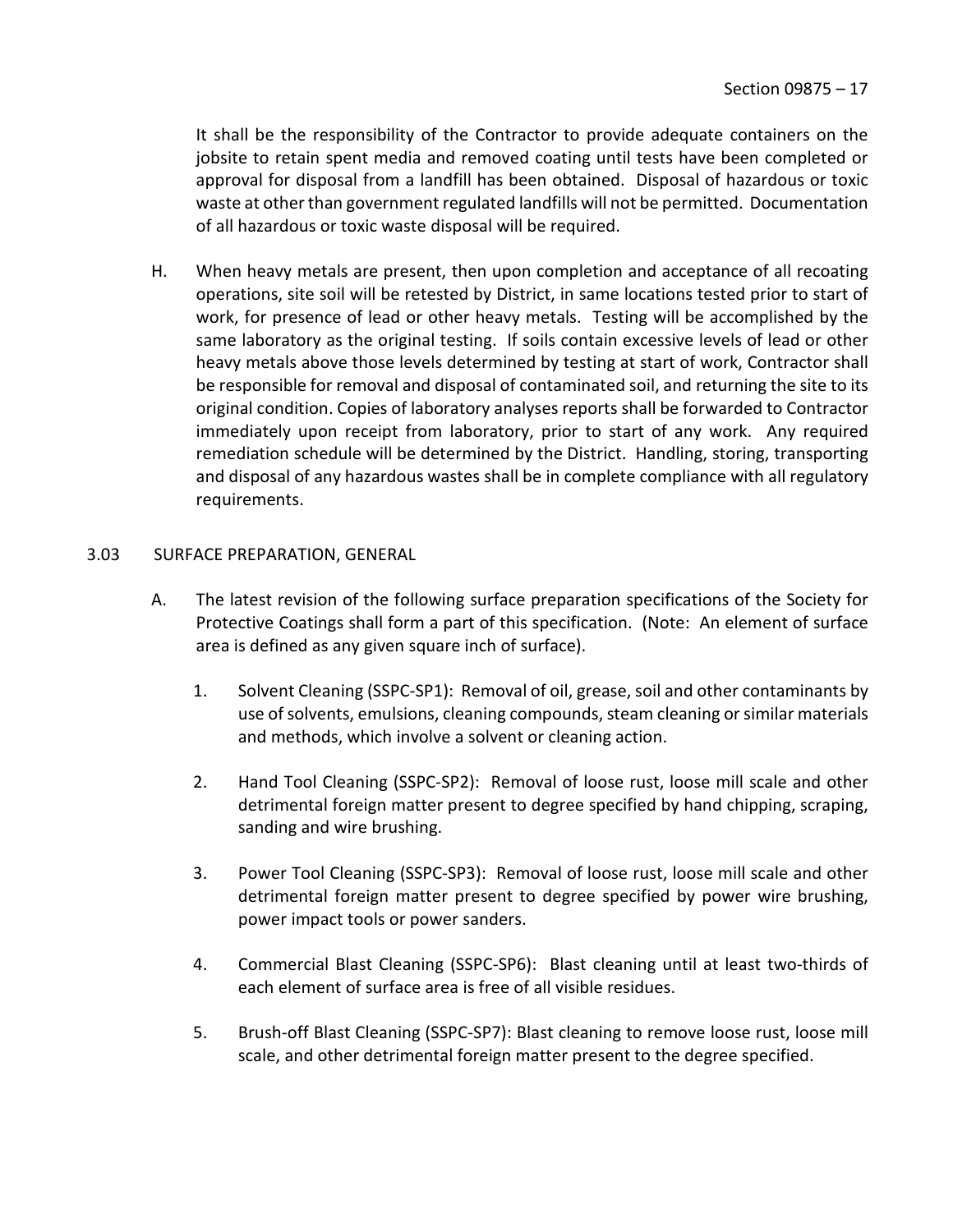It shall be the responsibility of the Contractor to provide adequate containers on the jobsite to retain spent media and removed coating until tests have been completed or approval for disposal from a landfill has been obtained. Disposal of hazardous or toxic waste at other than government regulated landfills will not be permitted. Documentation of all hazardous or toxic waste disposal will be required.

H. When heavy metals are present, then upon completion and acceptance of all recoating operations, site soil will be retested by District, in same locations tested prior to start of work, for presence of lead or other heavy metals. Testing will be accomplished by the same laboratory as the original testing. If soils contain excessive levels of lead or other heavy metals above those levels determined by testing at start of work, Contractor shall be responsible for removal and disposal of contaminated soil, and returning the site to its original condition. Copies of laboratory analyses reports shall be forwarded to Contractor immediately upon receipt from laboratory, prior to start of any work. Any required remediation schedule will be determined by the District. Handling, storing, transporting and disposal of any hazardous wastes shall be in complete compliance with all regulatory requirements.

## 3.03 SURFACE PREPARATION, GENERAL

A. The latest revision of the following surface preparation specifications of the Society for Protective Coatings shall form a part of this specification. (Note: An element of surface area is defined as any given square inch of surface).

1. Solvent Cleaning (SSPC-SP1): Removal of oil, grease, soil and other contaminants by use of solvents, emulsions, cleaning compounds, steam cleaning or similar materials and methods, which involve a solvent or cleaning action.

2. Hand Tool Cleaning (SSPC-SP2): Removal of loose rust, loose mill scale and other detrimental foreign matter present to degree specified by hand chipping, scraping, sanding and wire brushing.

3. Power Tool Cleaning (SSPC-SP3): Removal of loose rust, loose mill scale and other detrimental foreign matter present to degree specified by power wire brushing, power impact tools or power sanders.

4. Commercial Blast Cleaning (SSPC-SP6): Blast cleaning until at least two-thirds of each element of surface area is free of all visible residues.

5. Brush-off Blast Cleaning (SSPC-SP7): Blast cleaning to remove loose rust, loose mill scale, and other detrimental foreign matter present to the degree specified.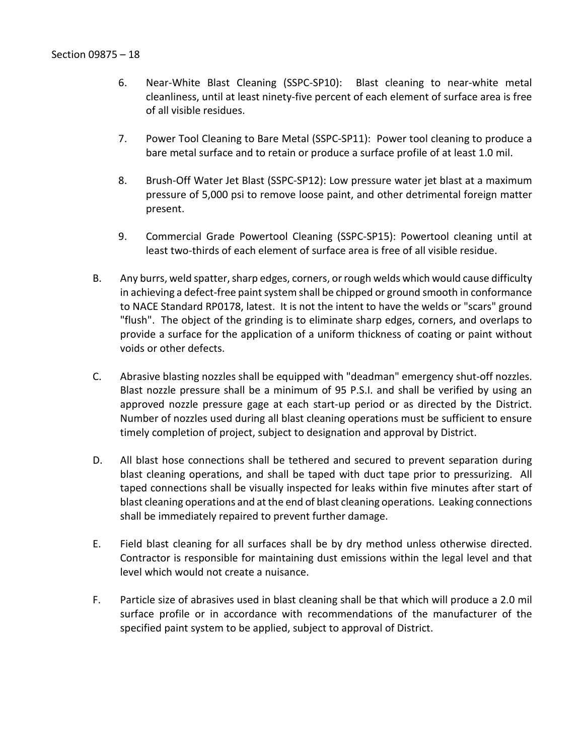6. Near-White Blast Cleaning (SSPC-SP10): Blast cleaning to near-white metal cleanliness, until at least ninety-five percent of each element of surface area is free of all visible residues.

7. Power Tool Cleaning to Bare Metal (SSPC-SP11): Power tool cleaning to produce a bare metal surface and to retain or produce a surface profile of at least 1.0 mil.

8. Brush-Off Water Jet Blast (SSPC-SP12): Low pressure water jet blast at a maximum pressure of 5,000 psi to remove loose paint, and other detrimental foreign matter present.

9. Commercial Grade Powertool Cleaning (SSPC-SP15): Powertool cleaning until at least two-thirds of each element of surface area is free of all visible residue.

B. Any burrs, weld spatter, sharp edges, corners, or rough welds which would cause difficulty in achieving a defect-free paint system shall be chipped or ground smooth in conformance to NACE Standard RP0178, latest. It is not the intent to have the welds or "scars" ground "flush". The object of the grinding is to eliminate sharp edges, corners, and overlaps to provide a surface for the application of a uniform thickness of coating or paint without voids or other defects.

C. Abrasive blasting nozzles shall be equipped with "deadman" emergency shut-off nozzles. Blast nozzle pressure shall be a minimum of 95 P.S.I. and shall be verified by using an approved nozzle pressure gage at each start-up period or as directed by the District. Number of nozzles used during all blast cleaning operations must be sufficient to ensure timely completion of project, subject to designation and approval by District.

D. All blast hose connections shall be tethered and secured to prevent separation during blast cleaning operations, and shall be taped with duct tape prior to pressurizing. All taped connections shall be visually inspected for leaks within five minutes after start of blast cleaning operations and at the end of blast cleaning operations. Leaking connections shall be immediately repaired to prevent further damage.

E. Field blast cleaning for all surfaces shall be by dry method unless otherwise directed. Contractor is responsible for maintaining dust emissions within the legal level and that level which would not create a nuisance.

F. Particle size of abrasives used in blast cleaning shall be that which will produce a 2.0 mil surface profile or in accordance with recommendations of the manufacturer of the specified paint system to be applied, subject to approval of District.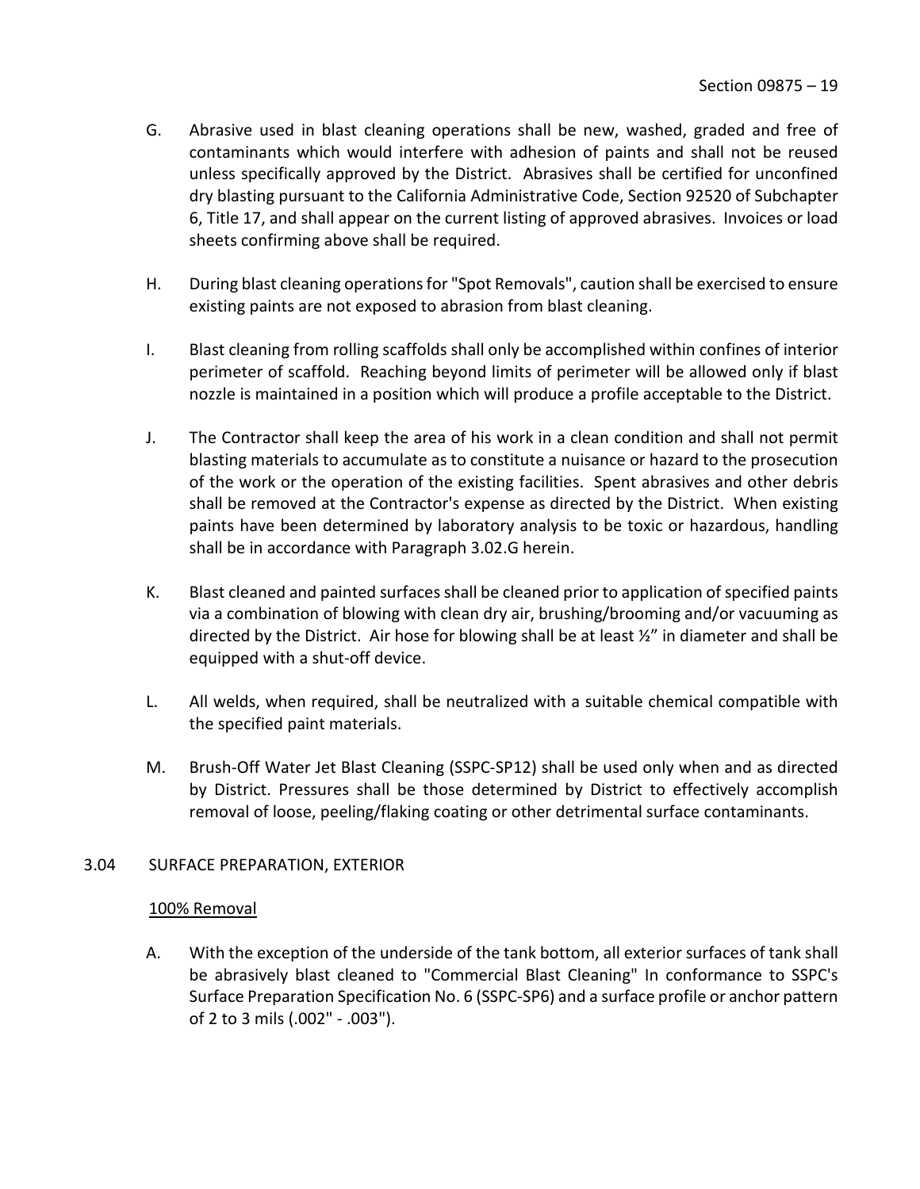G. Abrasive used in blast cleaning operations shall be new, washed, graded and free of contaminants which would interfere with adhesion of paints and shall not be reused unless specifically approved by the District. Abrasives shall be certified for unconfined dry blasting pursuant to the California Administrative Code, Section 92520 of Subchapter 6, Title 17, and shall appear on the current listing of approved abrasives. Invoices or load sheets confirming above shall be required.

H. During blast cleaning operations for "Spot Removals", caution shall be exercised to ensure existing paints are not exposed to abrasion from blast cleaning.

I. Blast cleaning from rolling scaffolds shall only be accomplished within confines of interior perimeter of scaffold. Reaching beyond limits of perimeter will be allowed only if blast nozzle is maintained in a position which will produce a profile acceptable to the District.

J. The Contractor shall keep the area of his work in a clean condition and shall not permit blasting materials to accumulate as to constitute a nuisance or hazard to the prosecution of the work or the operation of the existing facilities. Spent abrasives and other debris shall be removed at the Contractor's expense as directed by the District. When existing paints have been determined by laboratory analysis to be toxic or hazardous, handling shall be in accordance with Paragraph 3.02.G herein.

K. Blast cleaned and painted surfaces shall be cleaned prior to application of specified paints via a combination of blowing with clean dry air, brushing/brooming and/or vacuuming as directed by the District. Air hose for blowing shall be at least ½" in diameter and shall be equipped with a shut-off device.

L. All welds, when required, shall be neutralized with a suitable chemical compatible with the specified paint materials.

M. Brush-Off Water Jet Blast Cleaning (SSPC-SP12) shall be used only when and as directed by District. Pressures shall be those determined by District to effectively accomplish removal of loose, peeling/flaking coating or other detrimental surface contaminants.

## 3.04 SURFACE PREPARATION, EXTERIOR

<u>100% Removal</u>

A. With the exception of the underside of the tank bottom, all exterior surfaces of tank shall be abrasively blast cleaned to "Commercial Blast Cleaning" In conformance to SSPC's Surface Preparation Specification No. 6 (SSPC-SP6) and a surface profile or anchor pattern of 2 to 3 mils (.002" - .003").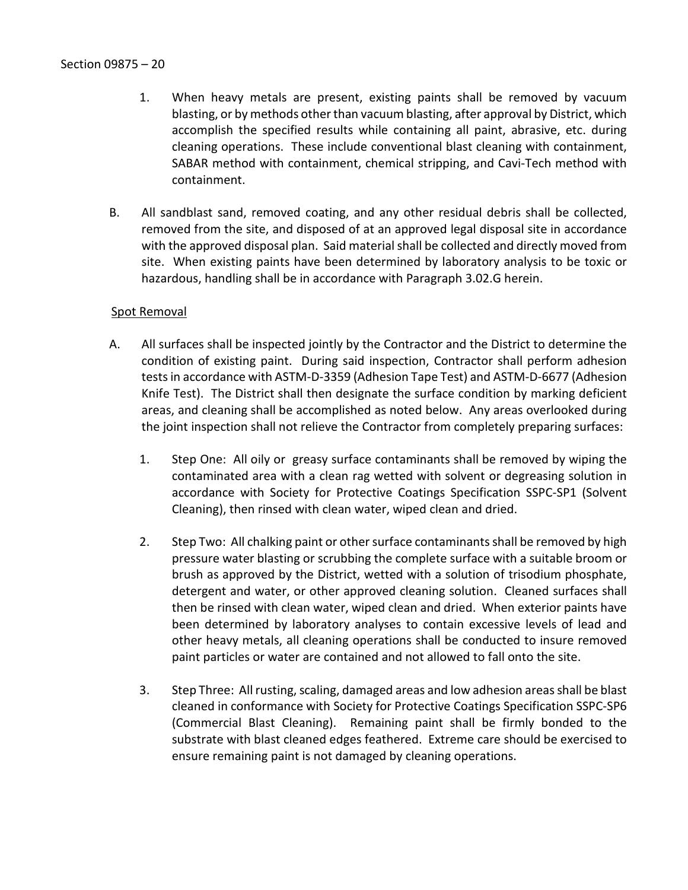1. When heavy metals are present, existing paints shall be removed by vacuum blasting, or by methods other than vacuum blasting, after approval by District, which accomplish the specified results while containing all paint, abrasive, etc. during cleaning operations. These include conventional blast cleaning with containment, SABAR method with containment, chemical stripping, and Cavi-Tech method with containment.

B. All sandblast sand, removed coating, and any other residual debris shall be collected, removed from the site, and disposed of at an approved legal disposal site in accordance with the approved disposal plan. Said material shall be collected and directly moved from site. When existing paints have been determined by laboratory analysis to be toxic or hazardous, handling shall be in accordance with Paragraph 3.02.G herein.

Spot Removal

A. All surfaces shall be inspected jointly by the Contractor and the District to determine the condition of existing paint. During said inspection, Contractor shall perform adhesion tests in accordance with ASTM-D-3359 (Adhesion Tape Test) and ASTM-D-6677 (Adhesion Knife Test). The District shall then designate the surface condition by marking deficient areas, and cleaning shall be accomplished as noted below. Any areas overlooked during the joint inspection shall not relieve the Contractor from completely preparing surfaces:

   1. Step One: All oily or greasy surface contaminants shall be removed by wiping the contaminated area with a clean rag wetted with solvent or degreasing solution in accordance with Society for Protective Coatings Specification SSPC-SP1 (Solvent Cleaning), then rinsed with clean water, wiped clean and dried.

   2. Step Two: All chalking paint or other surface contaminants shall be removed by high pressure water blasting or scrubbing the complete surface with a suitable broom or brush as approved by the District, wetted with a solution of trisodium phosphate, detergent and water, or other approved cleaning solution. Cleaned surfaces shall then be rinsed with clean water, wiped clean and dried. When exterior paints have been determined by laboratory analyses to contain excessive levels of lead and other heavy metals, all cleaning operations shall be conducted to insure removed paint particles or water are contained and not allowed to fall onto the site.

   3. Step Three: All rusting, scaling, damaged areas and low adhesion areas shall be blast cleaned in conformance with Society for Protective Coatings Specification SSPC-SP6 (Commercial Blast Cleaning). Remaining paint shall be firmly bonded to the substrate with blast cleaned edges feathered. Extreme care should be exercised to ensure remaining paint is not damaged by cleaning operations.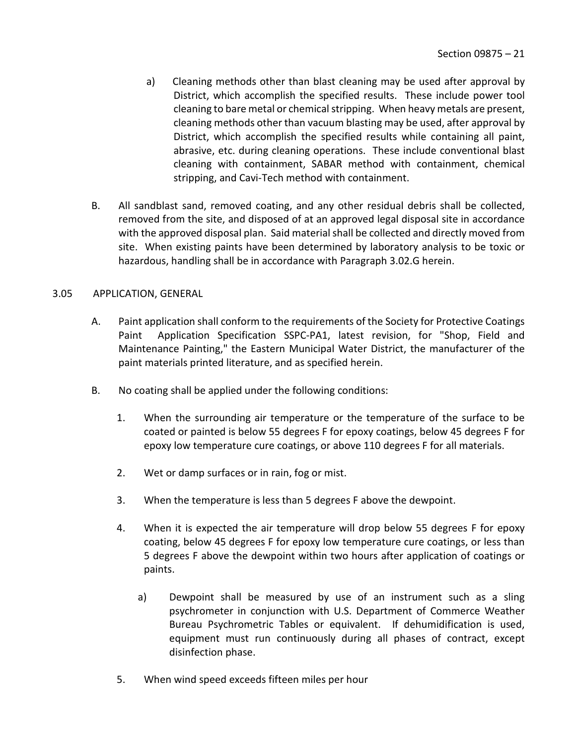a) Cleaning methods other than blast cleaning may be used after approval by District, which accomplish the specified results. These include power tool cleaning to bare metal or chemical stripping. When heavy metals are present, cleaning methods other than vacuum blasting may be used, after approval by District, which accomplish the specified results while containing all paint, abrasive, etc. during cleaning operations. These include conventional blast cleaning with containment, SABAR method with containment, chemical stripping, and Cavi-Tech method with containment.

B. All sandblast sand, removed coating, and any other residual debris shall be collected, removed from the site, and disposed of at an approved legal disposal site in accordance with the approved disposal plan. Said material shall be collected and directly moved from site. When existing paints have been determined by laboratory analysis to be toxic or hazardous, handling shall be in accordance with Paragraph 3.02.G herein.

## 3.05 APPLICATION, GENERAL

A. Paint application shall conform to the requirements of the Society for Protective Coatings Paint Application Specification SSPC-PA1, latest revision, for "Shop, Field and Maintenance Painting," the Eastern Municipal Water District, the manufacturer of the paint materials printed literature, and as specified herein.

B. No coating shall be applied under the following conditions:

1. When the surrounding air temperature or the temperature of the surface to be coated or painted is below 55 degrees F for epoxy coatings, below 45 degrees F for epoxy low temperature cure coatings, or above 110 degrees F for all materials.

2. Wet or damp surfaces or in rain, fog or mist.

3. When the temperature is less than 5 degrees F above the dewpoint.

4. When it is expected the air temperature will drop below 55 degrees F for epoxy coating, below 45 degrees F for epoxy low temperature cure coatings, or less than 5 degrees F above the dewpoint within two hours after application of coatings or paints.

   a) Dewpoint shall be measured by use of an instrument such as a sling psychrometer in conjunction with U.S. Department of Commerce Weather Bureau Psychrometric Tables or equivalent. If dehumidification is used, equipment must run continuously during all phases of contract, except disinfection phase.

5. When wind speed exceeds fifteen miles per hour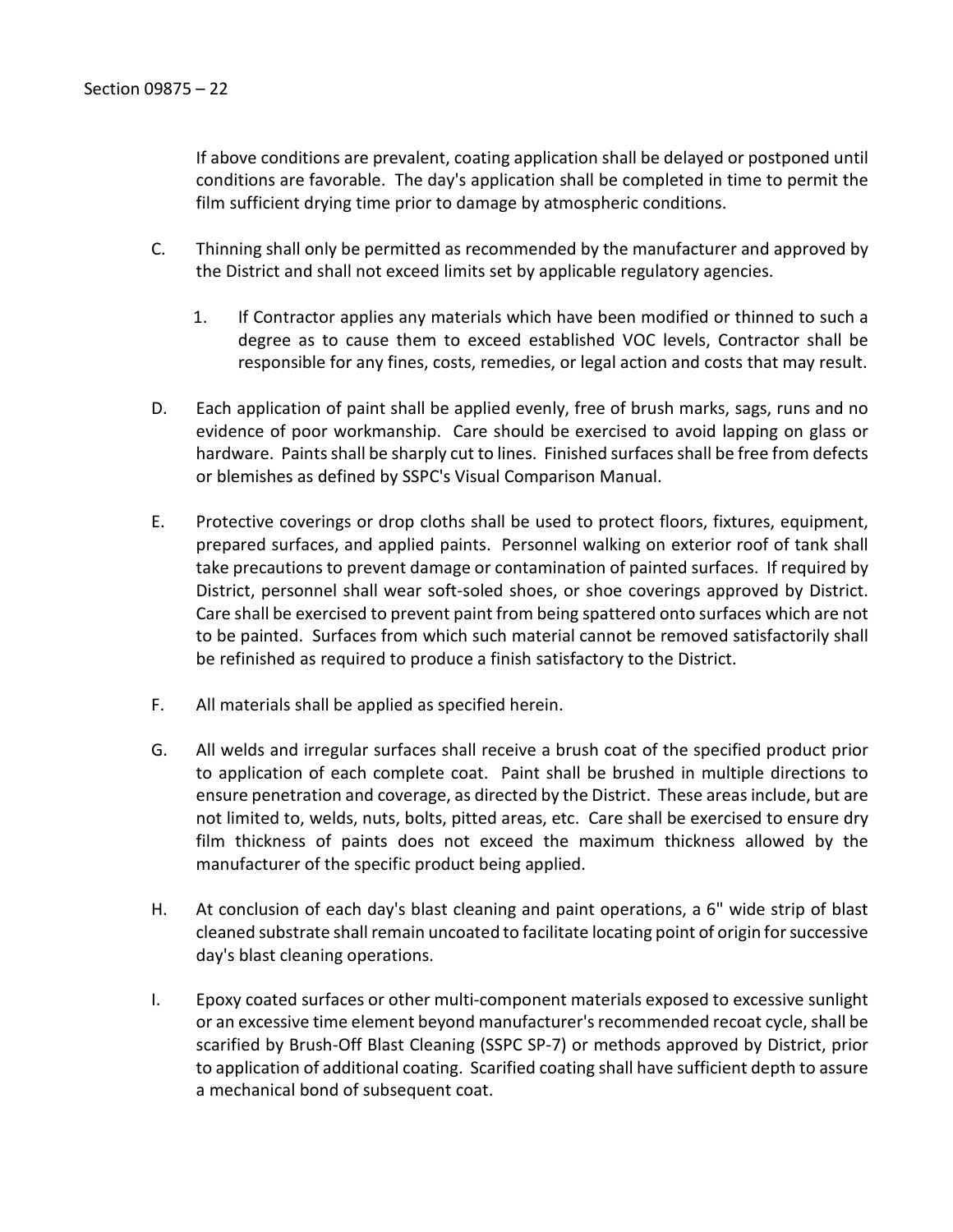If above conditions are prevalent, coating application shall be delayed or postponed until conditions are favorable. The day's application shall be completed in time to permit the film sufficient drying time prior to damage by atmospheric conditions.

C. Thinning shall only be permitted as recommended by the manufacturer and approved by the District and shall not exceed limits set by applicable regulatory agencies.

   1. If Contractor applies any materials which have been modified or thinned to such a degree as to cause them to exceed established VOC levels, Contractor shall be responsible for any fines, costs, remedies, or legal action and costs that may result.

D. Each application of paint shall be applied evenly, free of brush marks, sags, runs and no evidence of poor workmanship. Care should be exercised to avoid lapping on glass or hardware. Paints shall be sharply cut to lines. Finished surfaces shall be free from defects or blemishes as defined by SSPC's Visual Comparison Manual.

E. Protective coverings or drop cloths shall be used to protect floors, fixtures, equipment, prepared surfaces, and applied paints. Personnel walking on exterior roof of tank shall take precautions to prevent damage or contamination of painted surfaces. If required by District, personnel shall wear soft-soled shoes, or shoe coverings approved by District. Care shall be exercised to prevent paint from being spattered onto surfaces which are not to be painted. Surfaces from which such material cannot be removed satisfactorily shall be refinished as required to produce a finish satisfactory to the District.

F. All materials shall be applied as specified herein.

G. All welds and irregular surfaces shall receive a brush coat of the specified product prior to application of each complete coat. Paint shall be brushed in multiple directions to ensure penetration and coverage, as directed by the District. These areas include, but are not limited to, welds, nuts, bolts, pitted areas, etc. Care shall be exercised to ensure dry film thickness of paints does not exceed the maximum thickness allowed by the manufacturer of the specific product being applied.

H. At conclusion of each day's blast cleaning and paint operations, a 6" wide strip of blast cleaned substrate shall remain uncoated to facilitate locating point of origin for successive day's blast cleaning operations.

I. Epoxy coated surfaces or other multi-component materials exposed to excessive sunlight or an excessive time element beyond manufacturer's recommended recoat cycle, shall be scarified by Brush-Off Blast Cleaning (SSPC SP-7) or methods approved by District, prior to application of additional coating. Scarified coating shall have sufficient depth to assure a mechanical bond of subsequent coat.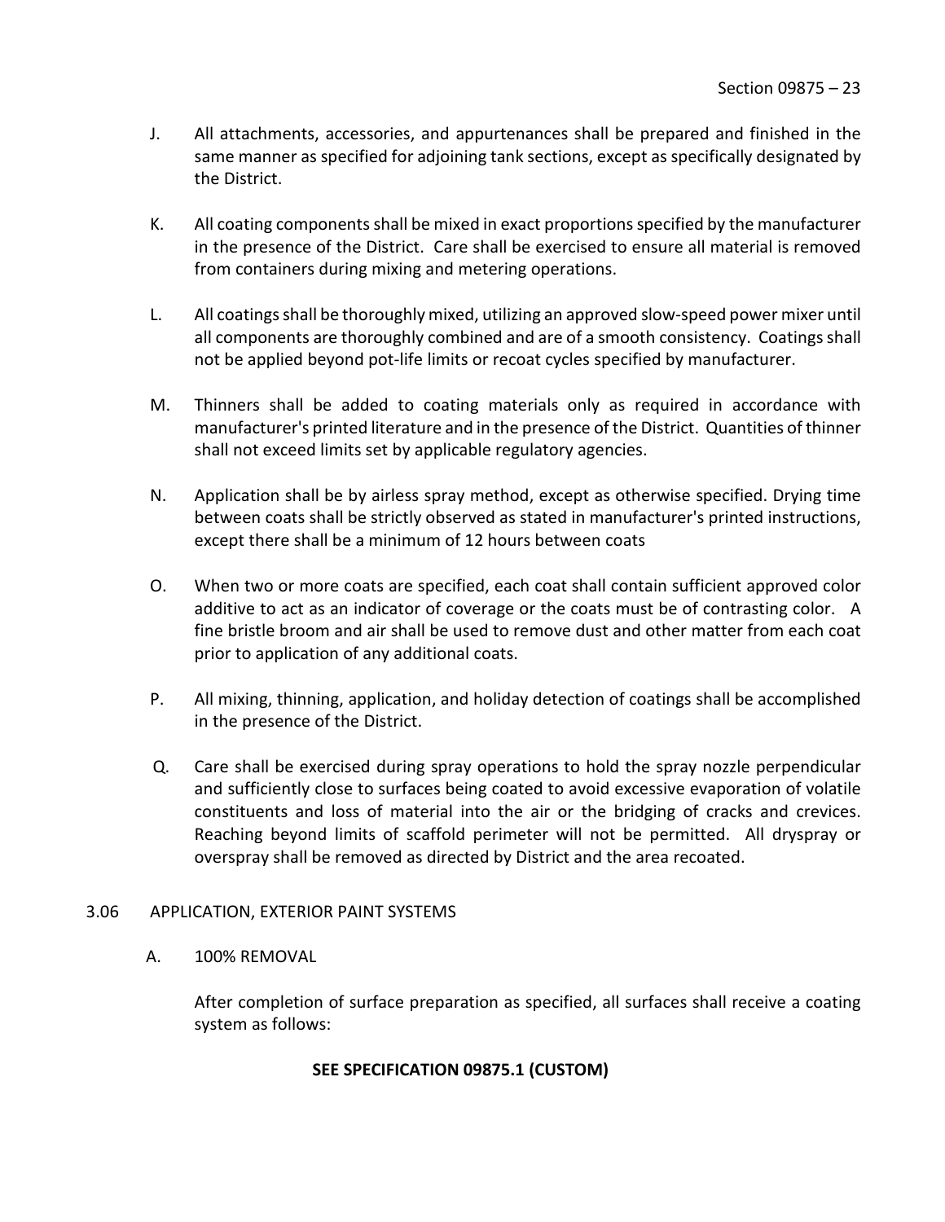J. All attachments, accessories, and appurtenances shall be prepared and finished in the same manner as specified for adjoining tank sections, except as specifically designated by the District.

K. All coating components shall be mixed in exact proportions specified by the manufacturer in the presence of the District. Care shall be exercised to ensure all material is removed from containers during mixing and metering operations.

L. All coatings shall be thoroughly mixed, utilizing an approved slow-speed power mixer until all components are thoroughly combined and are of a smooth consistency. Coatings shall not be applied beyond pot-life limits or recoat cycles specified by manufacturer.

M. Thinners shall be added to coating materials only as required in accordance with manufacturer's printed literature and in the presence of the District. Quantities of thinner shall not exceed limits set by applicable regulatory agencies.

N. Application shall be by airless spray method, except as otherwise specified. Drying time between coats shall be strictly observed as stated in manufacturer's printed instructions, except there shall be a minimum of 12 hours between coats

O. When two or more coats are specified, each coat shall contain sufficient approved color additive to act as an indicator of coverage or the coats must be of contrasting color. A fine bristle broom and air shall be used to remove dust and other matter from each coat prior to application of any additional coats.

P. All mixing, thinning, application, and holiday detection of coatings shall be accomplished in the presence of the District.

Q. Care shall be exercised during spray operations to hold the spray nozzle perpendicular and sufficiently close to surfaces being coated to avoid excessive evaporation of volatile constituents and loss of material into the air or the bridging of cracks and crevices. Reaching beyond limits of scaffold perimeter will not be permitted. All dryspray or overspray shall be removed as directed by District and the area recoated.

## 3.06 APPLICATION, EXTERIOR PAINT SYSTEMS

A. 100% REMOVAL

After completion of surface preparation as specified, all surfaces shall receive a coating system as follows:

**SEE SPECIFICATION 09875.1 (CUSTOM)**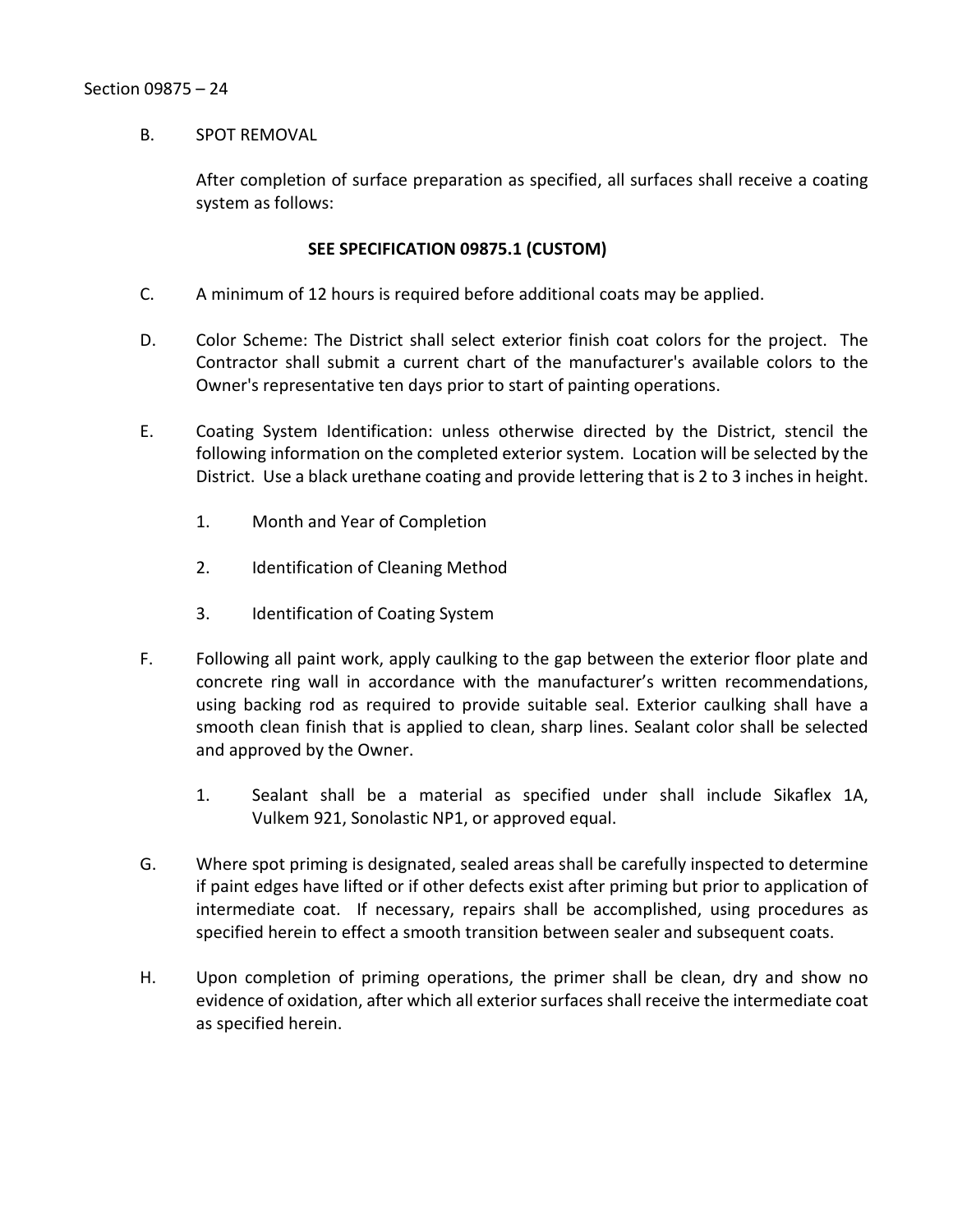B. SPOT REMOVAL

After completion of surface preparation as specified, all surfaces shall receive a coating system as follows:

**SEE SPECIFICATION 09875.1 (CUSTOM)**

C. A minimum of 12 hours is required before additional coats may be applied.

D. Color Scheme: The District shall select exterior finish coat colors for the project. The Contractor shall submit a current chart of the manufacturer's available colors to the Owner's representative ten days prior to start of painting operations.

E. Coating System Identification: unless otherwise directed by the District, stencil the following information on the completed exterior system. Location will be selected by the District. Use a black urethane coating and provide lettering that is 2 to 3 inches in height.

   1. Month and Year of Completion

   2. Identification of Cleaning Method

   3. Identification of Coating System

F. Following all paint work, apply caulking to the gap between the exterior floor plate and concrete ring wall in accordance with the manufacturer's written recommendations, using backing rod as required to provide suitable seal. Exterior caulking shall have a smooth clean finish that is applied to clean, sharp lines. Sealant color shall be selected and approved by the Owner.

   1. Sealant shall be a material as specified under shall include Sikaflex 1A, Vulkem 921, Sonolastic NP1, or approved equal.

G. Where spot priming is designated, sealed areas shall be carefully inspected to determine if paint edges have lifted or if other defects exist after priming but prior to application of intermediate coat. If necessary, repairs shall be accomplished, using procedures as specified herein to effect a smooth transition between sealer and subsequent coats.

H. Upon completion of priming operations, the primer shall be clean, dry and show no evidence of oxidation, after which all exterior surfaces shall receive the intermediate coat as specified herein.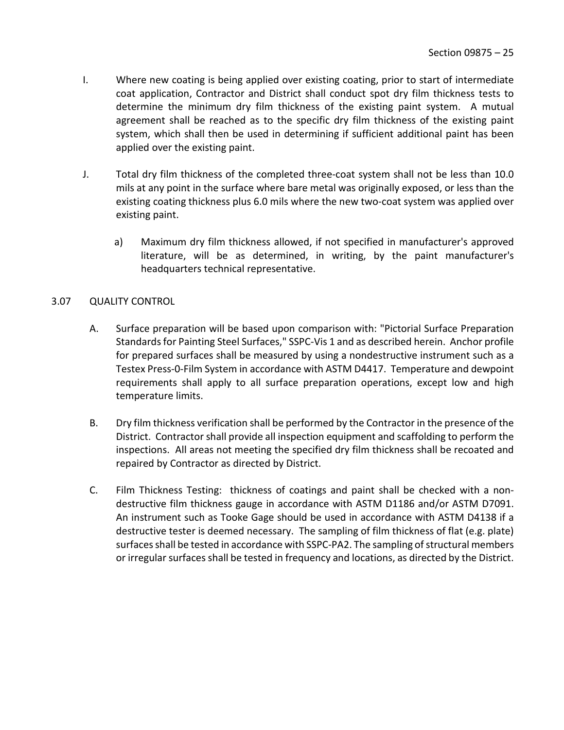I. Where new coating is being applied over existing coating, prior to start of intermediate coat application, Contractor and District shall conduct spot dry film thickness tests to determine the minimum dry film thickness of the existing paint system. A mutual agreement shall be reached as to the specific dry film thickness of the existing paint system, which shall then be used in determining if sufficient additional paint has been applied over the existing paint.

J. Total dry film thickness of the completed three-coat system shall not be less than 10.0 mils at any point in the surface where bare metal was originally exposed, or less than the existing coating thickness plus 6.0 mils where the new two-coat system was applied over existing paint.

   a) Maximum dry film thickness allowed, if not specified in manufacturer's approved literature, will be as determined, in writing, by the paint manufacturer's headquarters technical representative.

## 3.07 QUALITY CONTROL

A. Surface preparation will be based upon comparison with: "Pictorial Surface Preparation Standards for Painting Steel Surfaces," SSPC-Vis 1 and as described herein. Anchor profile for prepared surfaces shall be measured by using a nondestructive instrument such as a Testex Press-0-Film System in accordance with ASTM D4417. Temperature and dewpoint requirements shall apply to all surface preparation operations, except low and high temperature limits.

B. Dry film thickness verification shall be performed by the Contractor in the presence of the District. Contractor shall provide all inspection equipment and scaffolding to perform the inspections. All areas not meeting the specified dry film thickness shall be recoated and repaired by Contractor as directed by District.

C. Film Thickness Testing: thickness of coatings and paint shall be checked with a non-destructive film thickness gauge in accordance with ASTM D1186 and/or ASTM D7091. An instrument such as Tooke Gage should be used in accordance with ASTM D4138 if a destructive tester is deemed necessary. The sampling of film thickness of flat (e.g. plate) surfaces shall be tested in accordance with SSPC-PA2. The sampling of structural members or irregular surfaces shall be tested in frequency and locations, as directed by the District.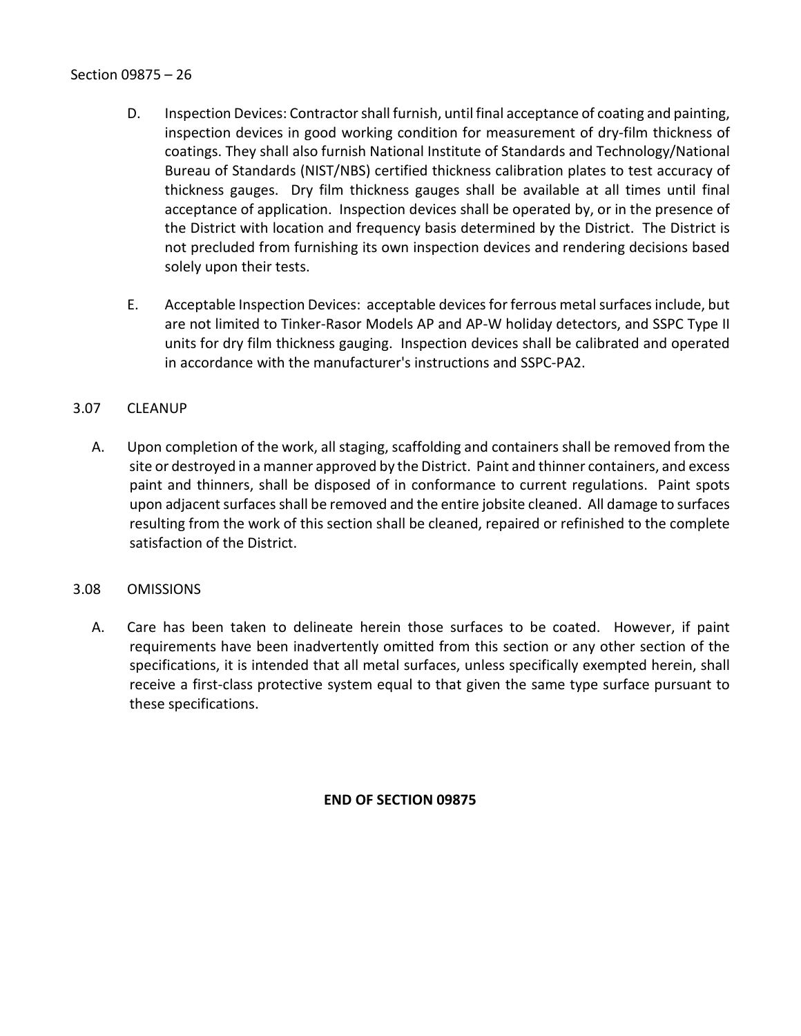D. Inspection Devices: Contractor shall furnish, until final acceptance of coating and painting, inspection devices in good working condition for measurement of dry-film thickness of coatings. They shall also furnish National Institute of Standards and Technology/National Bureau of Standards (NIST/NBS) certified thickness calibration plates to test accuracy of thickness gauges. Dry film thickness gauges shall be available at all times until final acceptance of application. Inspection devices shall be operated by, or in the presence of the District with location and frequency basis determined by the District. The District is not precluded from furnishing its own inspection devices and rendering decisions based solely upon their tests.

E. Acceptable Inspection Devices: acceptable devices for ferrous metal surfaces include, but are not limited to Tinker-Rasor Models AP and AP-W holiday detectors, and SSPC Type II units for dry film thickness gauging. Inspection devices shall be calibrated and operated in accordance with the manufacturer's instructions and SSPC-PA2.

## 3.07 CLEANUP

A. Upon completion of the work, all staging, scaffolding and containers shall be removed from the site or destroyed in a manner approved by the District. Paint and thinner containers, and excess paint and thinners, shall be disposed of in conformance to current regulations. Paint spots upon adjacent surfaces shall be removed and the entire jobsite cleaned. All damage to surfaces resulting from the work of this section shall be cleaned, repaired or refinished to the complete satisfaction of the District.

## 3.08 OMISSIONS

A. Care has been taken to delineate herein those surfaces to be coated. However, if paint requirements have been inadvertently omitted from this section or any other section of the specifications, it is intended that all metal surfaces, unless specifically exempted herein, shall receive a first-class protective system equal to that given the same type surface pursuant to these specifications.

**END OF SECTION 09875**